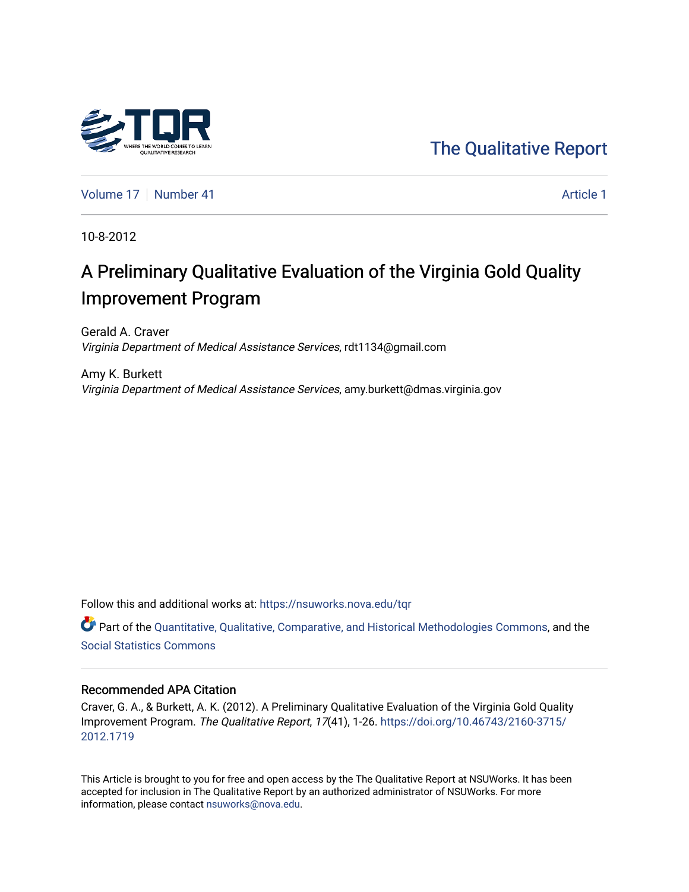The Qualitative Report

Volume 17 | Number 41 | Article 1

10-8-2012

# A Preliminary Qualitative Evaluation of the Virginia Gold Quality Improvement Program

Gerald A. Craver
*Virginia Department of Medical Assistance Services*, rdt1134@gmail.com

Amy K. Burkett
*Virginia Department of Medical Assistance Services*, amy.burkett@dmas.virginia.gov

Follow this and additional works at: https://nsuworks.nova.edu/tqr

Part of the Quantitative, Qualitative, Comparative, and Historical Methodologies Commons, and the Social Statistics Commons

### Recommended APA Citation

Craver, G. A., & Burkett, A. K. (2012). A Preliminary Qualitative Evaluation of the Virginia Gold Quality Improvement Program. *The Qualitative Report*, *17*(41), 1-26. https://doi.org/10.46743/2160-3715/2012.1719

This Article is brought to you for free and open access by the The Qualitative Report at NSUWorks. It has been accepted for inclusion in The Qualitative Report by an authorized administrator of NSUWorks. For more information, please contact nsuworks@nova.edu.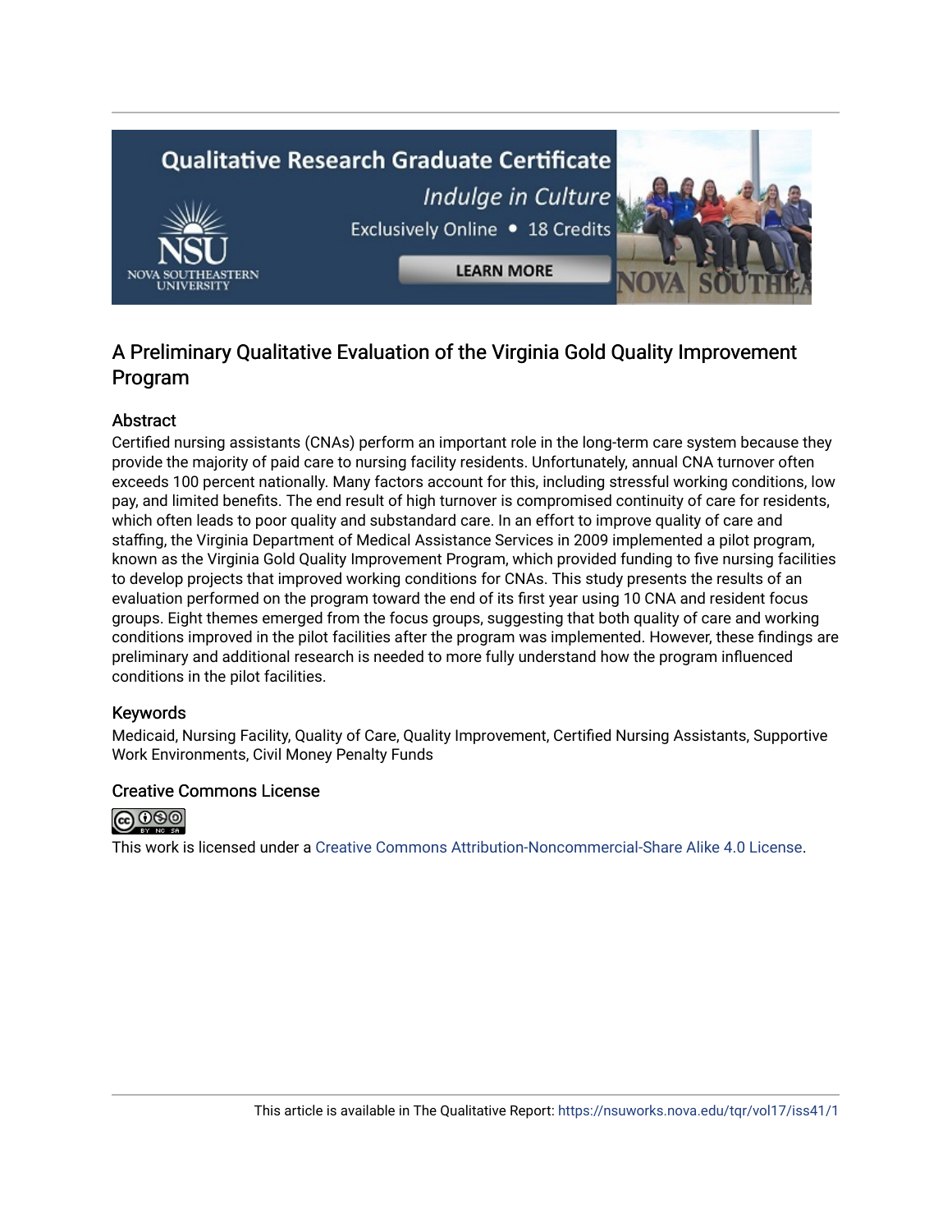# A Preliminary Qualitative Evaluation of the Virginia Gold Quality Improvement Program

## Abstract

Certified nursing assistants (CNAs) perform an important role in the long-term care system because they provide the majority of paid care to nursing facility residents. Unfortunately, annual CNA turnover often exceeds 100 percent nationally. Many factors account for this, including stressful working conditions, low pay, and limited benefits. The end result of high turnover is compromised continuity of care for residents, which often leads to poor quality and substandard care. In an effort to improve quality of care and staffing, the Virginia Department of Medical Assistance Services in 2009 implemented a pilot program, known as the Virginia Gold Quality Improvement Program, which provided funding to five nursing facilities to develop projects that improved working conditions for CNAs. This study presents the results of an evaluation performed on the program toward the end of its first year using 10 CNA and resident focus groups. Eight themes emerged from the focus groups, suggesting that both quality of care and working conditions improved in the pilot facilities after the program was implemented. However, these findings are preliminary and additional research is needed to more fully understand how the program influenced conditions in the pilot facilities.

## Keywords

Medicaid, Nursing Facility, Quality of Care, Quality Improvement, Certified Nursing Assistants, Supportive Work Environments, Civil Money Penalty Funds

## Creative Commons License

This work is licensed under a Creative Commons Attribution-Noncommercial-Share Alike 4.0 License.

This article is available in The Qualitative Report: https://nsuworks.nova.edu/tqr/vol17/iss41/1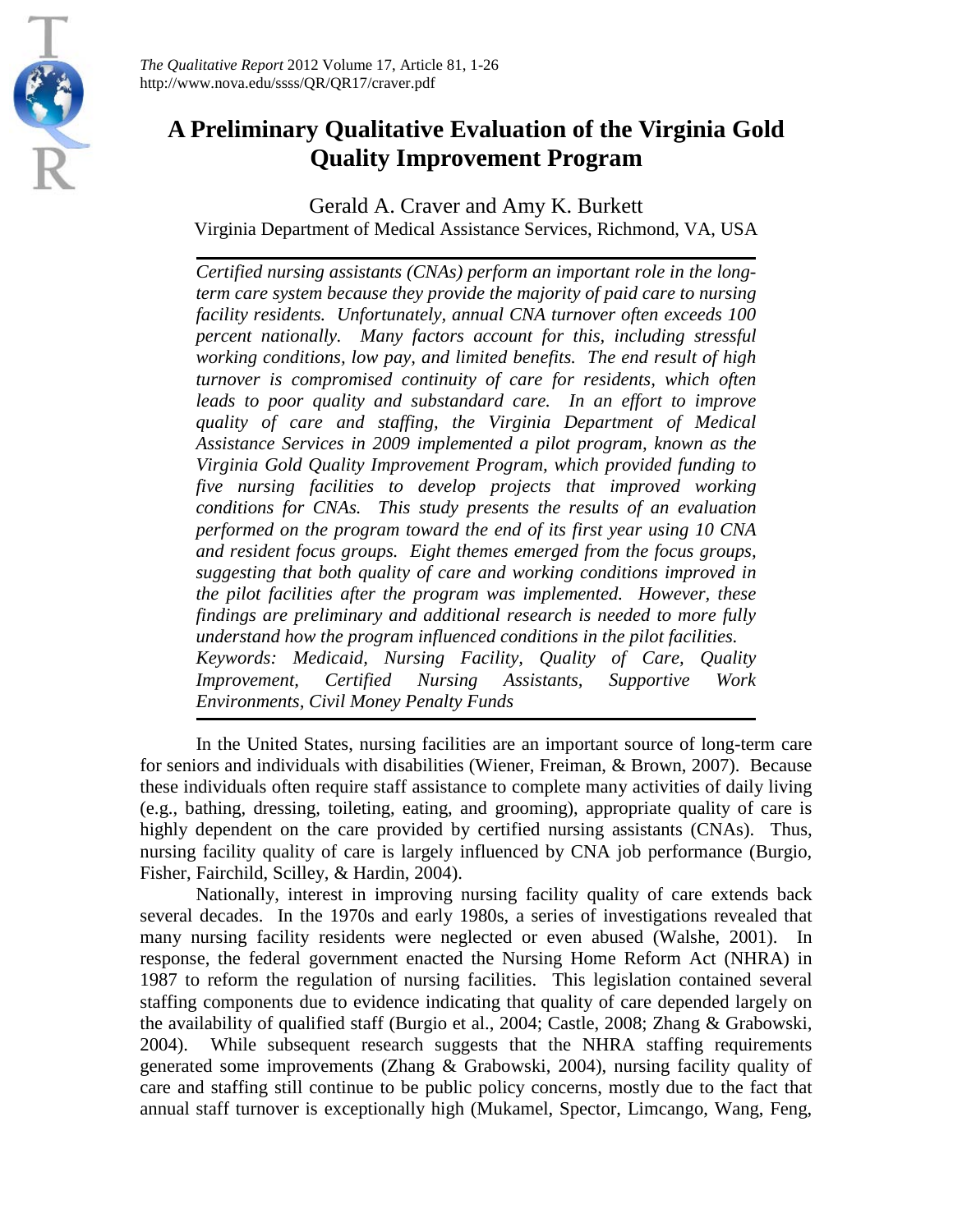# A Preliminary Qualitative Evaluation of the Virginia Gold Quality Improvement Program

Gerald A. Craver and Amy K. Burkett
Virginia Department of Medical Assistance Services, Richmond, VA, USA

*Certified nursing assistants (CNAs) perform an important role in the long-term care system because they provide the majority of paid care to nursing facility residents. Unfortunately, annual CNA turnover often exceeds 100 percent nationally. Many factors account for this, including stressful working conditions, low pay, and limited benefits. The end result of high turnover is compromised continuity of care for residents, which often leads to poor quality and substandard care. In an effort to improve quality of care and staffing, the Virginia Department of Medical Assistance Services in 2009 implemented a pilot program, known as the Virginia Gold Quality Improvement Program, which provided funding to five nursing facilities to develop projects that improved working conditions for CNAs. This study presents the results of an evaluation performed on the program toward the end of its first year using 10 CNA and resident focus groups. Eight themes emerged from the focus groups, suggesting that both quality of care and working conditions improved in the pilot facilities after the program was implemented. However, these findings are preliminary and additional research is needed to more fully understand how the program influenced conditions in the pilot facilities.*
*Keywords: Medicaid, Nursing Facility, Quality of Care, Quality Improvement, Certified Nursing Assistants, Supportive Work Environments, Civil Money Penalty Funds*

In the United States, nursing facilities are an important source of long-term care for seniors and individuals with disabilities (Wiener, Freiman, & Brown, 2007). Because these individuals often require staff assistance to complete many activities of daily living (e.g., bathing, dressing, toileting, eating, and grooming), appropriate quality of care is highly dependent on the care provided by certified nursing assistants (CNAs). Thus, nursing facility quality of care is largely influenced by CNA job performance (Burgio, Fisher, Fairchild, Scilley, & Hardin, 2004).

Nationally, interest in improving nursing facility quality of care extends back several decades. In the 1970s and early 1980s, a series of investigations revealed that many nursing facility residents were neglected or even abused (Walshe, 2001). In response, the federal government enacted the Nursing Home Reform Act (NHRA) in 1987 to reform the regulation of nursing facilities. This legislation contained several staffing components due to evidence indicating that quality of care depended largely on the availability of qualified staff (Burgio et al., 2004; Castle, 2008; Zhang & Grabowski, 2004). While subsequent research suggests that the NHRA staffing requirements generated some improvements (Zhang & Grabowski, 2004), nursing facility quality of care and staffing still continue to be public policy concerns, mostly due to the fact that annual staff turnover is exceptionally high (Mukamel, Spector, Limcango, Wang, Feng,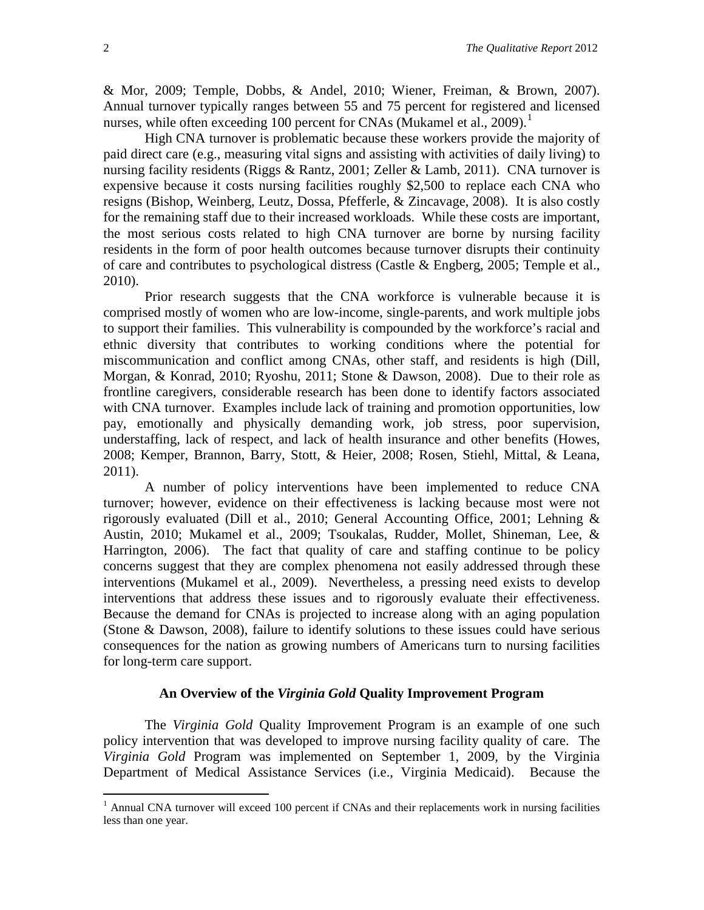& Mor, 2009; Temple, Dobbs, & Andel, 2010; Wiener, Freiman, & Brown, 2007). Annual turnover typically ranges between 55 and 75 percent for registered and licensed nurses, while often exceeding 100 percent for CNAs (Mukamel et al., 2009).[1]

High CNA turnover is problematic because these workers provide the majority of paid direct care (e.g., measuring vital signs and assisting with activities of daily living) to nursing facility residents (Riggs & Rantz, 2001; Zeller & Lamb, 2011). CNA turnover is expensive because it costs nursing facilities roughly $2,500 to replace each CNA who resigns (Bishop, Weinberg, Leutz, Dossa, Pfefferle, & Zincavage, 2008). It is also costly for the remaining staff due to their increased workloads. While these costs are important, the most serious costs related to high CNA turnover are borne by nursing facility residents in the form of poor health outcomes because turnover disrupts their continuity of care and contributes to psychological distress (Castle & Engberg, 2005; Temple et al., 2010).

Prior research suggests that the CNA workforce is vulnerable because it is comprised mostly of women who are low-income, single-parents, and work multiple jobs to support their families. This vulnerability is compounded by the workforce's racial and ethnic diversity that contributes to working conditions where the potential for miscommunication and conflict among CNAs, other staff, and residents is high (Dill, Morgan, & Konrad, 2010; Ryoshu, 2011; Stone & Dawson, 2008). Due to their role as frontline caregivers, considerable research has been done to identify factors associated with CNA turnover. Examples include lack of training and promotion opportunities, low pay, emotionally and physically demanding work, job stress, poor supervision, understaffing, lack of respect, and lack of health insurance and other benefits (Howes, 2008; Kemper, Brannon, Barry, Stott, & Heier, 2008; Rosen, Stiehl, Mittal, & Leana, 2011).

A number of policy interventions have been implemented to reduce CNA turnover; however, evidence on their effectiveness is lacking because most were not rigorously evaluated (Dill et al., 2010; General Accounting Office, 2001; Lehning & Austin, 2010; Mukamel et al., 2009; Tsoukalas, Rudder, Mollet, Shineman, Lee, & Harrington, 2006). The fact that quality of care and staffing continue to be policy concerns suggest that they are complex phenomena not easily addressed through these interventions (Mukamel et al., 2009). Nevertheless, a pressing need exists to develop interventions that address these issues and to rigorously evaluate their effectiveness. Because the demand for CNAs is projected to increase along with an aging population (Stone & Dawson, 2008), failure to identify solutions to these issues could have serious consequences for the nation as growing numbers of Americans turn to nursing facilities for long-term care support.

## An Overview of the *Virginia Gold* Quality Improvement Program

The *Virginia Gold* Quality Improvement Program is an example of one such policy intervention that was developed to improve nursing facility quality of care. The *Virginia Gold* Program was implemented on September 1, 2009, by the Virginia Department of Medical Assistance Services (i.e., Virginia Medicaid). Because the

[1] Annual CNA turnover will exceed 100 percent if CNAs and their replacements work in nursing facilities less than one year.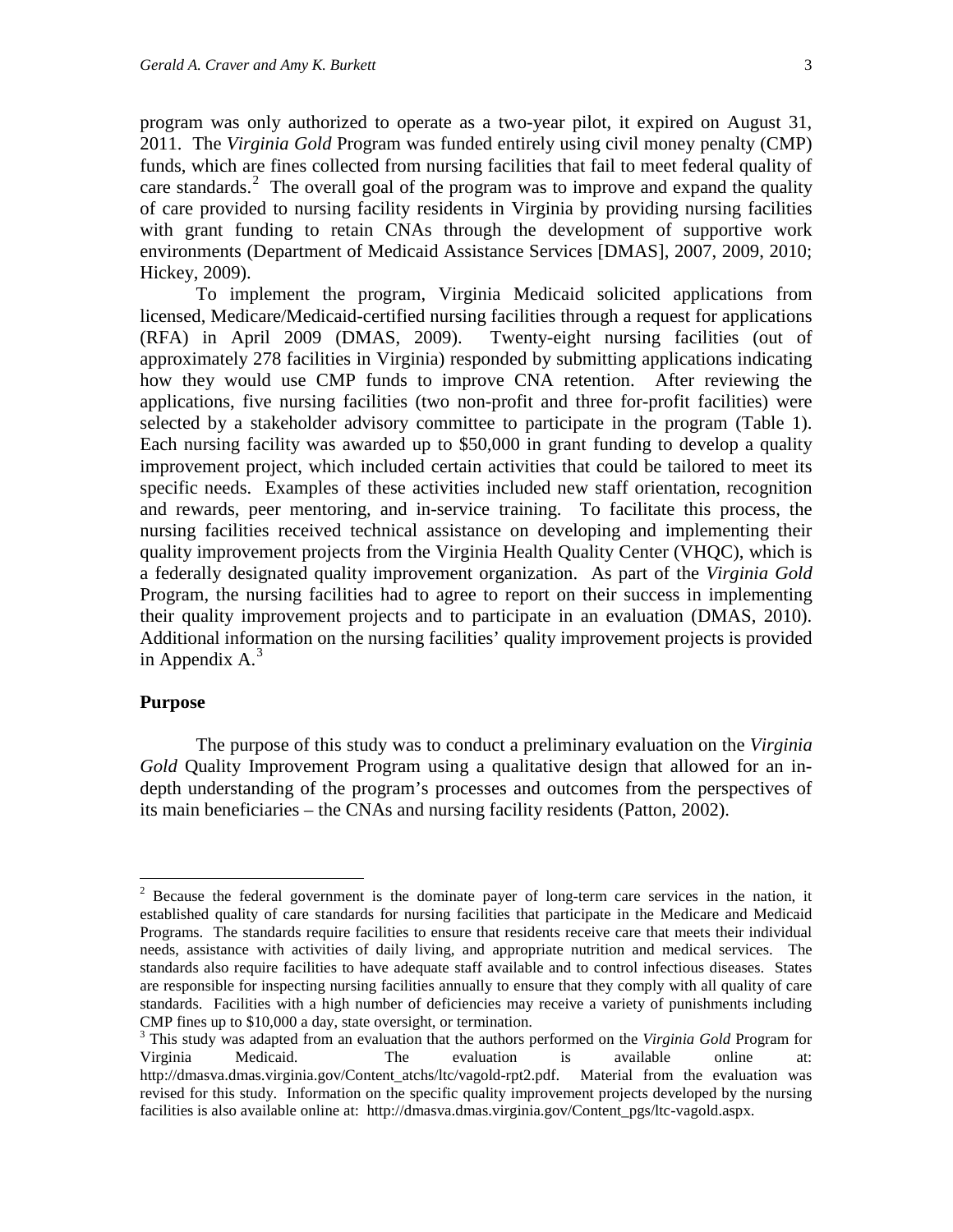program was only authorized to operate as a two-year pilot, it expired on August 31, 2011. The *Virginia Gold* Program was funded entirely using civil money penalty (CMP) funds, which are fines collected from nursing facilities that fail to meet federal quality of care standards.[2] The overall goal of the program was to improve and expand the quality of care provided to nursing facility residents in Virginia by providing nursing facilities with grant funding to retain CNAs through the development of supportive work environments (Department of Medicaid Assistance Services [DMAS], 2007, 2009, 2010; Hickey, 2009).

To implement the program, Virginia Medicaid solicited applications from licensed, Medicare/Medicaid-certified nursing facilities through a request for applications (RFA) in April 2009 (DMAS, 2009). Twenty-eight nursing facilities (out of approximately 278 facilities in Virginia) responded by submitting applications indicating how they would use CMP funds to improve CNA retention. After reviewing the applications, five nursing facilities (two non-profit and three for-profit facilities) were selected by a stakeholder advisory committee to participate in the program (Table 1). Each nursing facility was awarded up to $50,000 in grant funding to develop a quality improvement project, which included certain activities that could be tailored to meet its specific needs. Examples of these activities included new staff orientation, recognition and rewards, peer mentoring, and in-service training. To facilitate this process, the nursing facilities received technical assistance on developing and implementing their quality improvement projects from the Virginia Health Quality Center (VHQC), which is a federally designated quality improvement organization. As part of the *Virginia Gold* Program, the nursing facilities had to agree to report on their success in implementing their quality improvement projects and to participate in an evaluation (DMAS, 2010). Additional information on the nursing facilities' quality improvement projects is provided in Appendix A.[3]

## Purpose

The purpose of this study was to conduct a preliminary evaluation on the *Virginia Gold* Quality Improvement Program using a qualitative design that allowed for an in-depth understanding of the program's processes and outcomes from the perspectives of its main beneficiaries – the CNAs and nursing facility residents (Patton, 2002).

---

[2] Because the federal government is the dominate payer of long-term care services in the nation, it established quality of care standards for nursing facilities that participate in the Medicare and Medicaid Programs. The standards require facilities to ensure that residents receive care that meets their individual needs, assistance with activities of daily living, and appropriate nutrition and medical services. The standards also require facilities to have adequate staff available and to control infectious diseases. States are responsible for inspecting nursing facilities annually to ensure that they comply with all quality of care standards. Facilities with a high number of deficiencies may receive a variety of punishments including CMP fines up to $10,000 a day, state oversight, or termination.

[3] This study was adapted from an evaluation that the authors performed on the *Virginia Gold* Program for Virginia Medicaid. The evaluation is available online at: http://dmasva.dmas.virginia.gov/Content_atchs/ltc/vagold-rpt2.pdf. Material from the evaluation was revised for this study. Information on the specific quality improvement projects developed by the nursing facilities is also available online at: http://dmasva.dmas.virginia.gov/Content_pgs/ltc-vagold.aspx.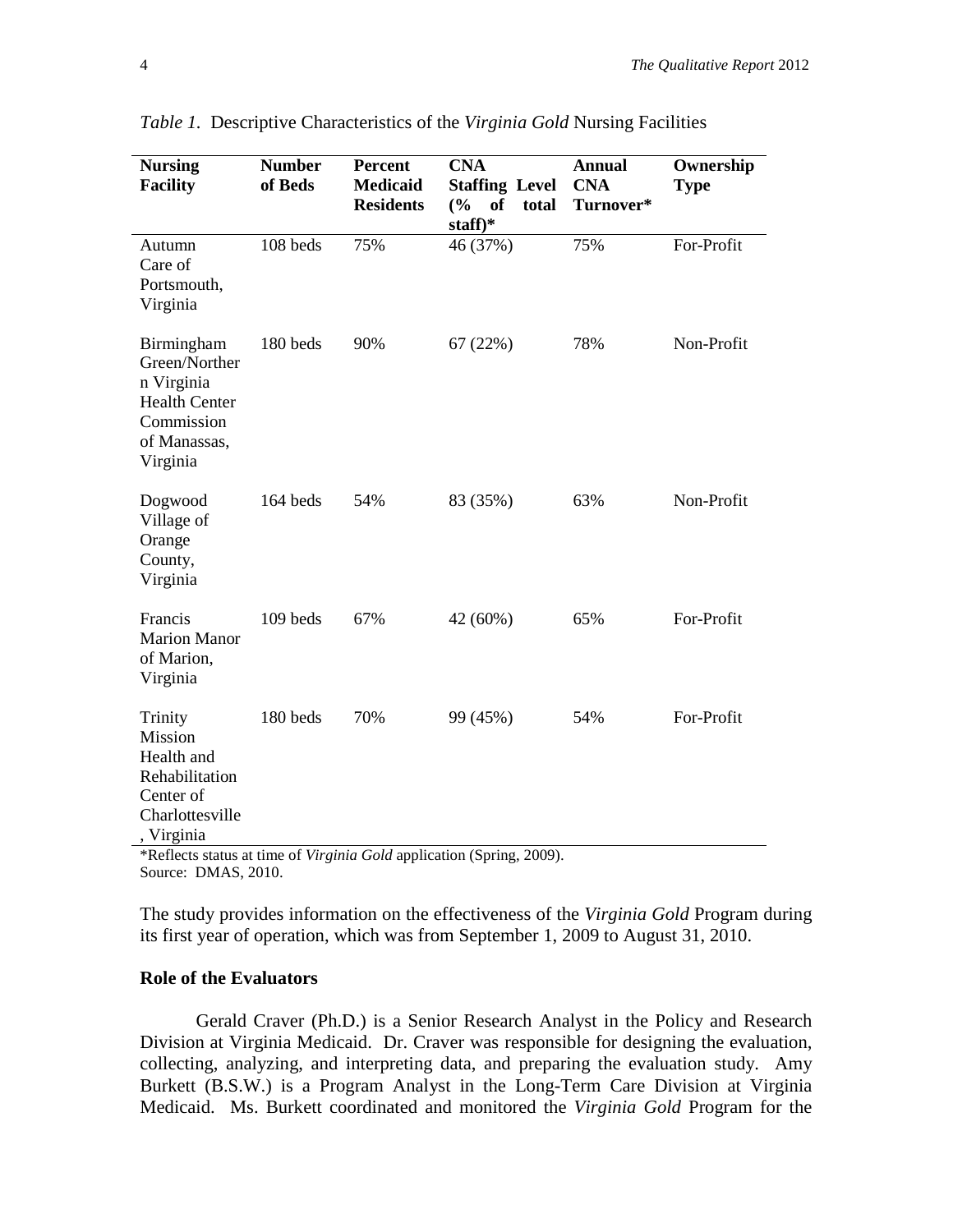*Table 1.* Descriptive Characteristics of the *Virginia Gold* Nursing Facilities

| Nursing Facility | Number of Beds | Percent Medicaid Residents | CNA Staffing Level (% of total staff)* | Annual CNA Turnover* | Ownership Type |
|---|---|---|---|---|---|
| Autumn Care of Portsmouth, Virginia | 108 beds | 75% | 46 (37%) | 75% | For-Profit |
| Birmingham Green/Northern Virginia Health Center Commission of Manassas, Virginia | 180 beds | 90% | 67 (22%) | 78% | Non-Profit |
| Dogwood Village of Orange County, Virginia | 164 beds | 54% | 83 (35%) | 63% | Non-Profit |
| Francis Marion Manor of Marion, Virginia | 109 beds | 67% | 42 (60%) | 65% | For-Profit |
| Trinity Mission Health and Rehabilitation Center of Charlottesville, Virginia | 180 beds | 70% | 99 (45%) | 54% | For-Profit |

*Reflects status at time of *Virginia Gold* application (Spring, 2009).
Source: DMAS, 2010.

The study provides information on the effectiveness of the *Virginia Gold* Program during its first year of operation, which was from September 1, 2009 to August 31, 2010.

### Role of the Evaluators

Gerald Craver (Ph.D.) is a Senior Research Analyst in the Policy and Research Division at Virginia Medicaid. Dr. Craver was responsible for designing the evaluation, collecting, analyzing, and interpreting data, and preparing the evaluation study. Amy Burkett (B.S.W.) is a Program Analyst in the Long-Term Care Division at Virginia Medicaid. Ms. Burkett coordinated and monitored the *Virginia Gold* Program for the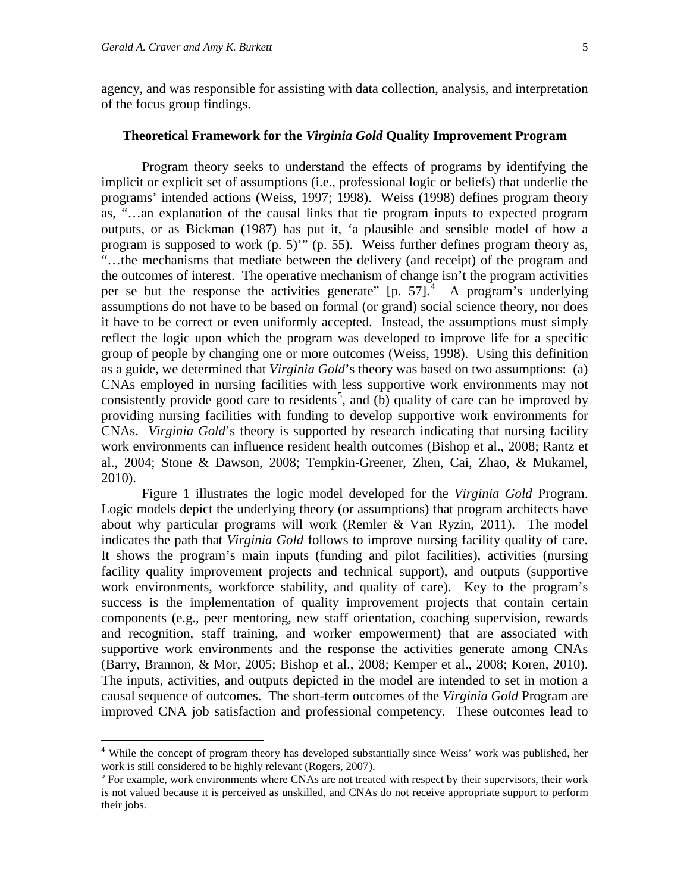agency, and was responsible for assisting with data collection, analysis, and interpretation of the focus group findings.

## Theoretical Framework for the *Virginia Gold* Quality Improvement Program

Program theory seeks to understand the effects of programs by identifying the implicit or explicit set of assumptions (i.e., professional logic or beliefs) that underlie the programs' intended actions (Weiss, 1997; 1998). Weiss (1998) defines program theory as, "…an explanation of the causal links that tie program inputs to expected program outputs, or as Bickman (1987) has put it, 'a plausible and sensible model of how a program is supposed to work (p. 5)'" (p. 55). Weiss further defines program theory as, "…the mechanisms that mediate between the delivery (and receipt) of the program and the outcomes of interest. The operative mechanism of change isn't the program activities per se but the response the activities generate" [p. 57].[4] A program's underlying assumptions do not have to be based on formal (or grand) social science theory, nor does it have to be correct or even uniformly accepted. Instead, the assumptions must simply reflect the logic upon which the program was developed to improve life for a specific group of people by changing one or more outcomes (Weiss, 1998). Using this definition as a guide, we determined that *Virginia Gold*'s theory was based on two assumptions: (a) CNAs employed in nursing facilities with less supportive work environments may not consistently provide good care to residents[5], and (b) quality of care can be improved by providing nursing facilities with funding to develop supportive work environments for CNAs. *Virginia Gold*'s theory is supported by research indicating that nursing facility work environments can influence resident health outcomes (Bishop et al., 2008; Rantz et al., 2004; Stone & Dawson, 2008; Tempkin-Greener, Zhen, Cai, Zhao, & Mukamel, 2010).

Figure 1 illustrates the logic model developed for the *Virginia Gold* Program. Logic models depict the underlying theory (or assumptions) that program architects have about why particular programs will work (Remler & Van Ryzin, 2011). The model indicates the path that *Virginia Gold* follows to improve nursing facility quality of care. It shows the program's main inputs (funding and pilot facilities), activities (nursing facility quality improvement projects and technical support), and outputs (supportive work environments, workforce stability, and quality of care). Key to the program's success is the implementation of quality improvement projects that contain certain components (e.g., peer mentoring, new staff orientation, coaching supervision, rewards and recognition, staff training, and worker empowerment) that are associated with supportive work environments and the response the activities generate among CNAs (Barry, Brannon, & Mor, 2005; Bishop et al., 2008; Kemper et al., 2008; Koren, 2010). The inputs, activities, and outputs depicted in the model are intended to set in motion a causal sequence of outcomes. The short-term outcomes of the *Virginia Gold* Program are improved CNA job satisfaction and professional competency. These outcomes lead to

---

[4] While the concept of program theory has developed substantially since Weiss' work was published, her work is still considered to be highly relevant (Rogers, 2007).

[5] For example, work environments where CNAs are not treated with respect by their supervisors, their work is not valued because it is perceived as unskilled, and CNAs do not receive appropriate support to perform their jobs.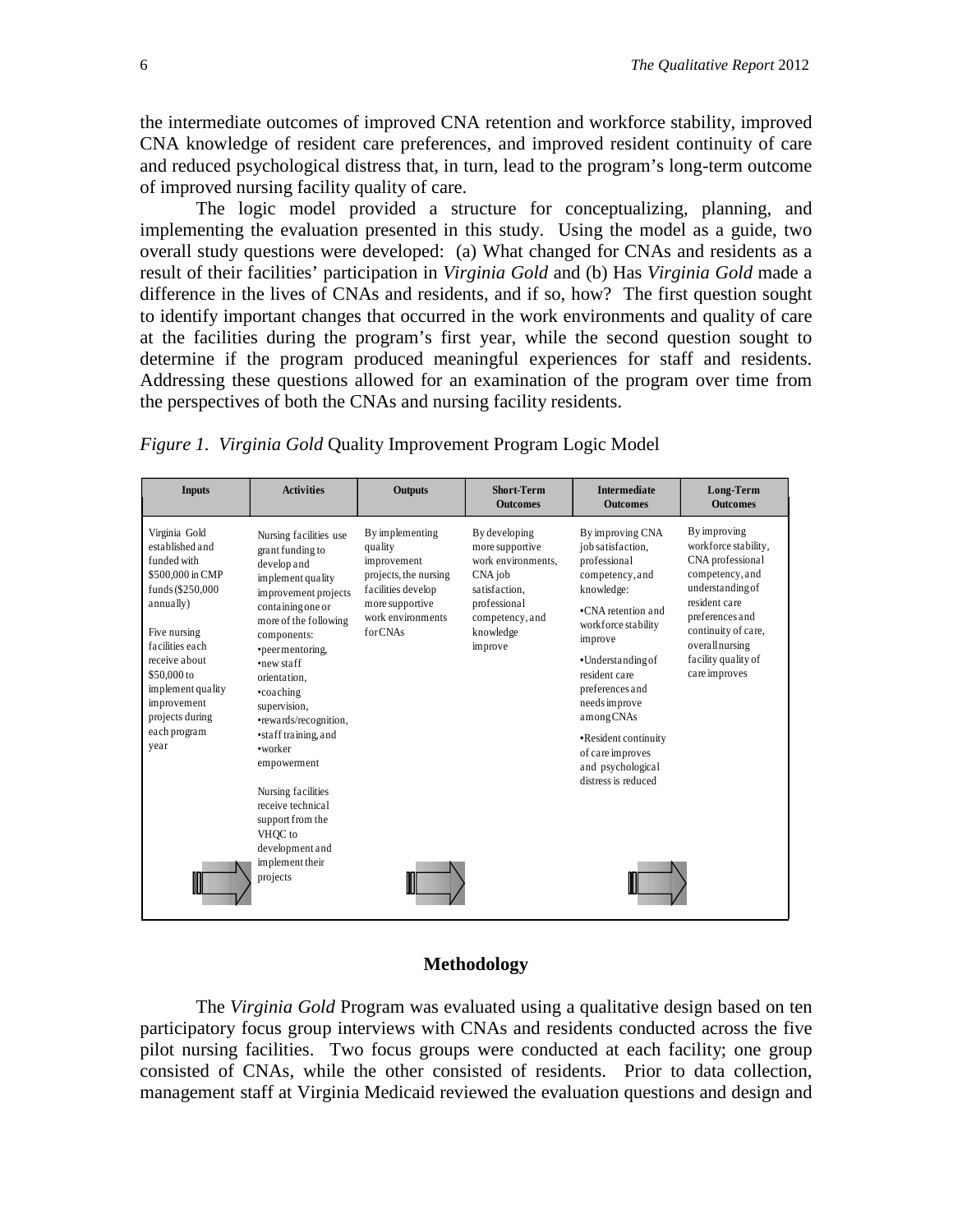the intermediate outcomes of improved CNA retention and workforce stability, improved CNA knowledge of resident care preferences, and improved resident continuity of care and reduced psychological distress that, in turn, lead to the program's long-term outcome of improved nursing facility quality of care.

The logic model provided a structure for conceptualizing, planning, and implementing the evaluation presented in this study. Using the model as a guide, two overall study questions were developed: (a) What changed for CNAs and residents as a result of their facilities' participation in *Virginia Gold* and (b) Has *Virginia Gold* made a difference in the lives of CNAs and residents, and if so, how? The first question sought to identify important changes that occurred in the work environments and quality of care at the facilities during the program's first year, while the second question sought to determine if the program produced meaningful experiences for staff and residents. Addressing these questions allowed for an examination of the program over time from the perspectives of both the CNAs and nursing facility residents.

*Figure 1. Virginia Gold* Quality Improvement Program Logic Model

| Inputs | Activities | Outputs | Short-Term Outcomes | Intermediate Outcomes | Long-Term Outcomes |
|---|---|---|---|---|---|
| Virginia Gold established and funded with $500,000 in CMP funds ($250,000 annually)<br><br>Five nursing facilities each receive about $50,000 to implement quality improvement projects during each program year | Nursing facilities use grant funding to develop and implement quality improvement projects containing one or more of the following components:<br>•peer mentoring,<br>•new staff orientation,<br>•coaching supervision,<br>•rewards/recognition,<br>•staff training, and<br>•worker empowerment<br><br>Nursing facilities receive technical support from the VHQC to development and implement their projects | By implementing quality improvement projects, the nursing facilities develop more supportive work environments for CNAs | By developing more supportive work environments, CNA job satisfaction, professional competency, and knowledge improve | By improving CNA job satisfaction, professional competency, and knowledge:<br>•CNA retention and workforce stability improve<br>•Understanding of resident care preferences and needs improve among CNAs<br>•Resident continuity of care improves and psychological distress is reduced | By improving workforce stability, CNA professional competency, and understanding of resident care preferences and continuity of care, overall nursing facility quality of care improves |

## Methodology

The *Virginia Gold* Program was evaluated using a qualitative design based on ten participatory focus group interviews with CNAs and residents conducted across the five pilot nursing facilities. Two focus groups were conducted at each facility; one group consisted of CNAs, while the other consisted of residents. Prior to data collection, management staff at Virginia Medicaid reviewed the evaluation questions and design and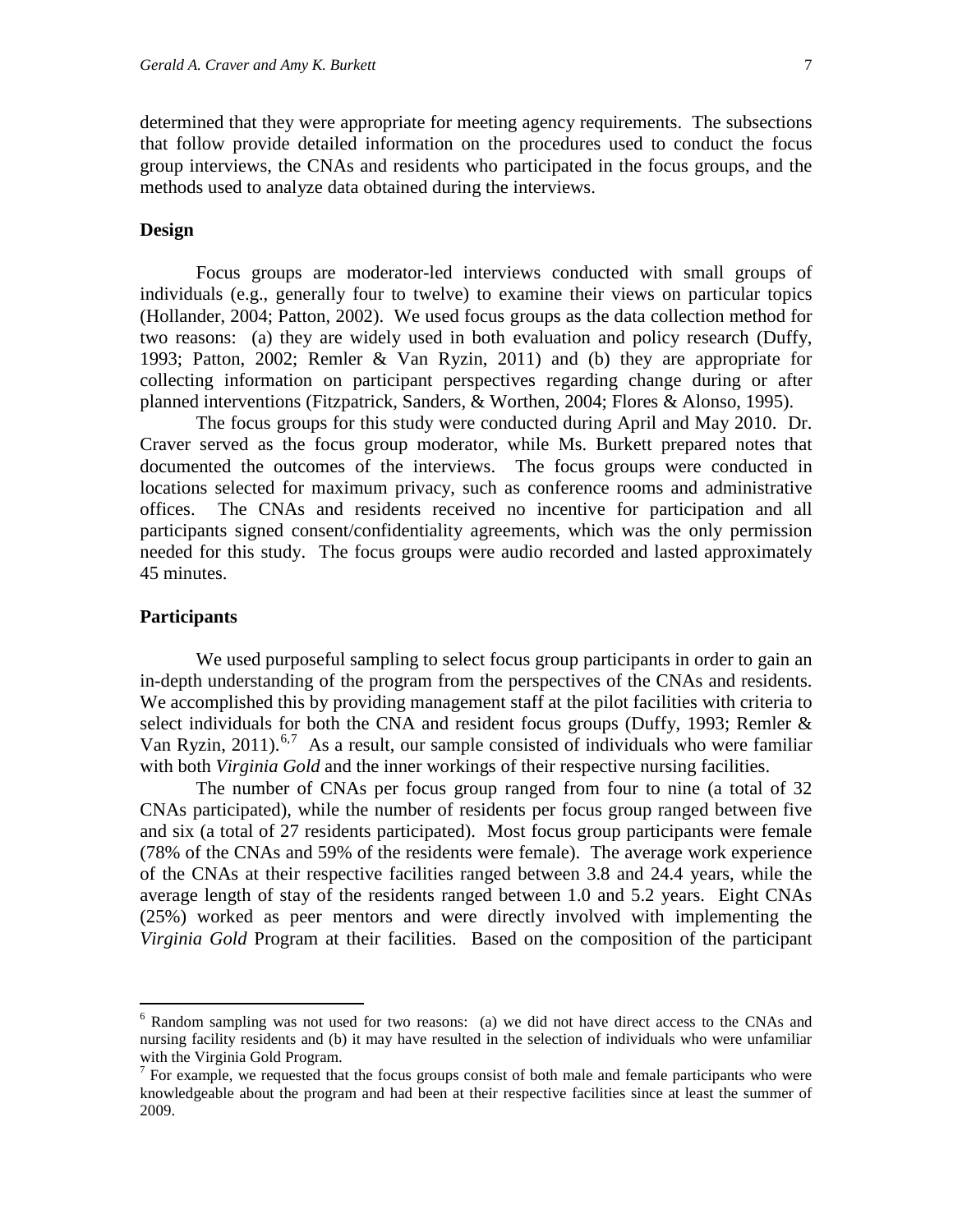determined that they were appropriate for meeting agency requirements. The subsections that follow provide detailed information on the procedures used to conduct the focus group interviews, the CNAs and residents who participated in the focus groups, and the methods used to analyze data obtained during the interviews.

### Design

Focus groups are moderator-led interviews conducted with small groups of individuals (e.g., generally four to twelve) to examine their views on particular topics (Hollander, 2004; Patton, 2002). We used focus groups as the data collection method for two reasons: (a) they are widely used in both evaluation and policy research (Duffy, 1993; Patton, 2002; Remler & Van Ryzin, 2011) and (b) they are appropriate for collecting information on participant perspectives regarding change during or after planned interventions (Fitzpatrick, Sanders, & Worthen, 2004; Flores & Alonso, 1995).

The focus groups for this study were conducted during April and May 2010. Dr. Craver served as the focus group moderator, while Ms. Burkett prepared notes that documented the outcomes of the interviews. The focus groups were conducted in locations selected for maximum privacy, such as conference rooms and administrative offices. The CNAs and residents received no incentive for participation and all participants signed consent/confidentiality agreements, which was the only permission needed for this study. The focus groups were audio recorded and lasted approximately 45 minutes.

### Participants

We used purposeful sampling to select focus group participants in order to gain an in-depth understanding of the program from the perspectives of the CNAs and residents. We accomplished this by providing management staff at the pilot facilities with criteria to select individuals for both the CNA and resident focus groups (Duffy, 1993; Remler & Van Ryzin, 2011).[6,7] As a result, our sample consisted of individuals who were familiar with both *Virginia Gold* and the inner workings of their respective nursing facilities.

The number of CNAs per focus group ranged from four to nine (a total of 32 CNAs participated), while the number of residents per focus group ranged between five and six (a total of 27 residents participated). Most focus group participants were female (78% of the CNAs and 59% of the residents were female). The average work experience of the CNAs at their respective facilities ranged between 3.8 and 24.4 years, while the average length of stay of the residents ranged between 1.0 and 5.2 years. Eight CNAs (25%) worked as peer mentors and were directly involved with implementing the *Virginia Gold* Program at their facilities. Based on the composition of the participant

---

[6] Random sampling was not used for two reasons: (a) we did not have direct access to the CNAs and nursing facility residents and (b) it may have resulted in the selection of individuals who were unfamiliar with the Virginia Gold Program.

[7] For example, we requested that the focus groups consist of both male and female participants who were knowledgeable about the program and had been at their respective facilities since at least the summer of 2009.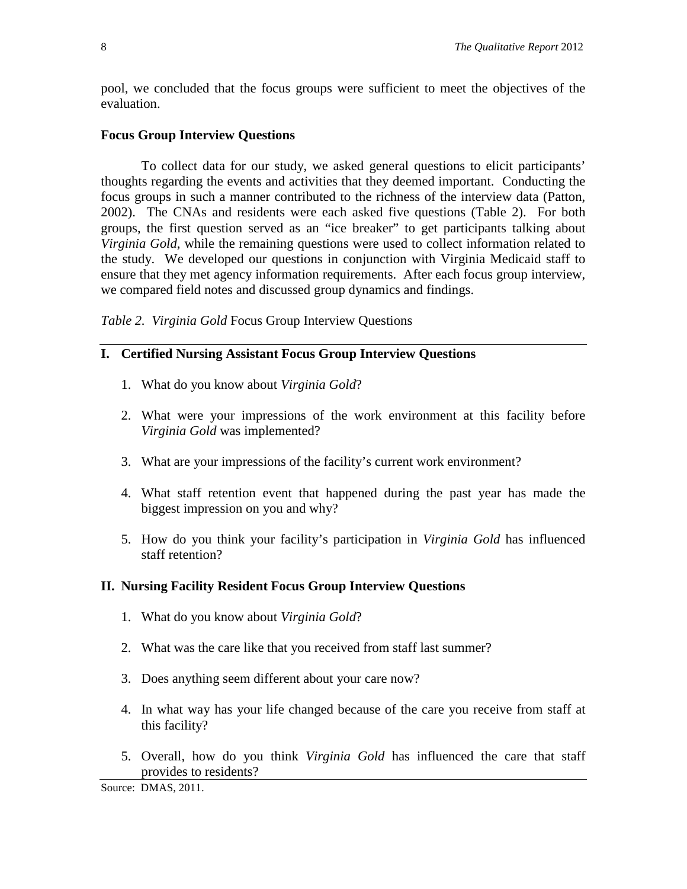pool, we concluded that the focus groups were sufficient to meet the objectives of the evaluation.

### Focus Group Interview Questions

To collect data for our study, we asked general questions to elicit participants' thoughts regarding the events and activities that they deemed important. Conducting the focus groups in such a manner contributed to the richness of the interview data (Patton, 2002). The CNAs and residents were each asked five questions (Table 2). For both groups, the first question served as an "ice breaker" to get participants talking about *Virginia Gold*, while the remaining questions were used to collect information related to the study. We developed our questions in conjunction with Virginia Medicaid staff to ensure that they met agency information requirements. After each focus group interview, we compared field notes and discussed group dynamics and findings.

*Table 2. Virginia Gold* Focus Group Interview Questions

**I. Certified Nursing Assistant Focus Group Interview Questions**

1. What do you know about *Virginia Gold*?
2. What were your impressions of the work environment at this facility before *Virginia Gold* was implemented?
3. What are your impressions of the facility's current work environment?
4. What staff retention event that happened during the past year has made the biggest impression on you and why?
5. How do you think your facility's participation in *Virginia Gold* has influenced staff retention?

**II. Nursing Facility Resident Focus Group Interview Questions**

1. What do you know about *Virginia Gold*?
2. What was the care like that you received from staff last summer?
3. Does anything seem different about your care now?
4. In what way has your life changed because of the care you receive from staff at this facility?
5. Overall, how do you think *Virginia Gold* has influenced the care that staff provides to residents?

Source: DMAS, 2011.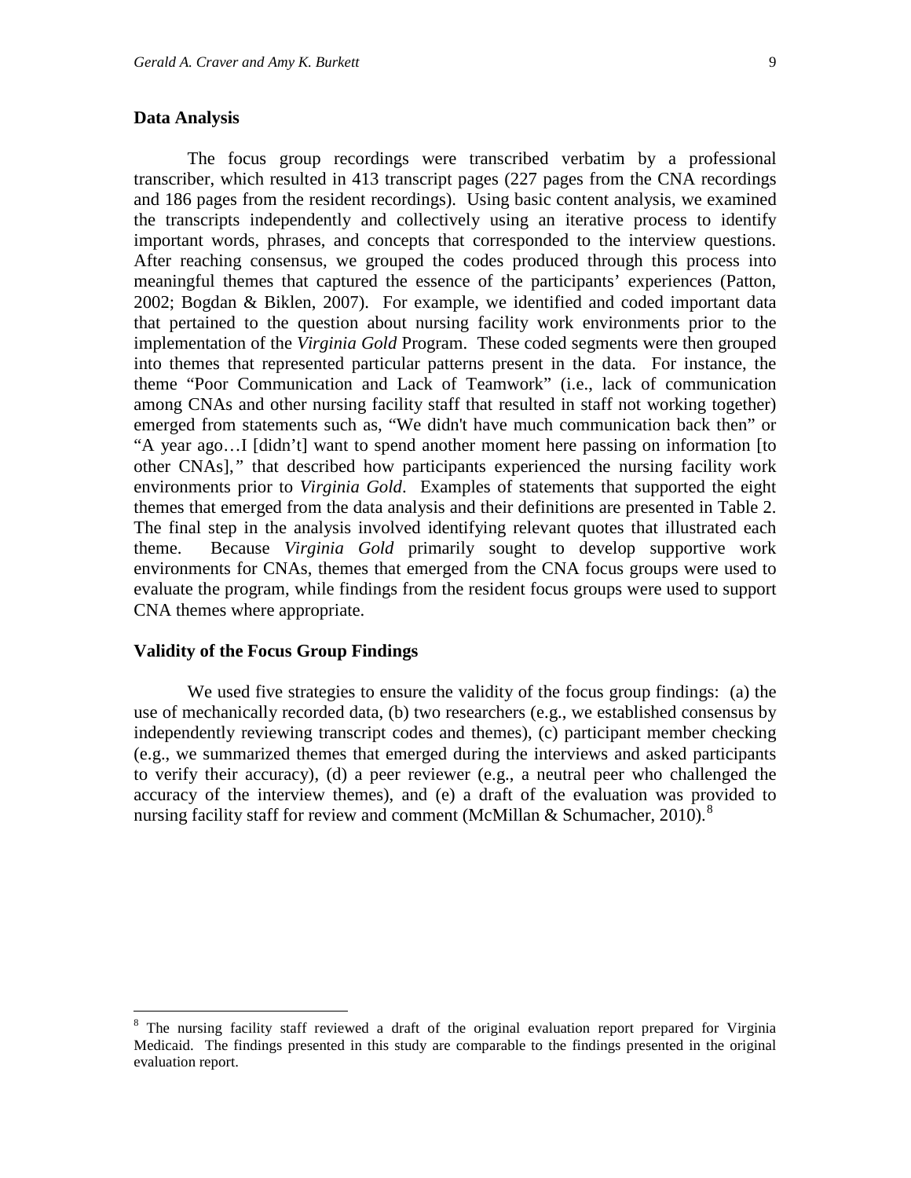### Data Analysis

The focus group recordings were transcribed verbatim by a professional transcriber, which resulted in 413 transcript pages (227 pages from the CNA recordings and 186 pages from the resident recordings). Using basic content analysis, we examined the transcripts independently and collectively using an iterative process to identify important words, phrases, and concepts that corresponded to the interview questions. After reaching consensus, we grouped the codes produced through this process into meaningful themes that captured the essence of the participants' experiences (Patton, 2002; Bogdan & Biklen, 2007). For example, we identified and coded important data that pertained to the question about nursing facility work environments prior to the implementation of the *Virginia Gold* Program. These coded segments were then grouped into themes that represented particular patterns present in the data. For instance, the theme "Poor Communication and Lack of Teamwork" (i.e., lack of communication among CNAs and other nursing facility staff that resulted in staff not working together) emerged from statements such as, "We didn't have much communication back then" or "A year ago…I [didn't] want to spend another moment here passing on information [to other CNAs]," that described how participants experienced the nursing facility work environments prior to *Virginia Gold*. Examples of statements that supported the eight themes that emerged from the data analysis and their definitions are presented in Table 2. The final step in the analysis involved identifying relevant quotes that illustrated each theme. Because *Virginia Gold* primarily sought to develop supportive work environments for CNAs, themes that emerged from the CNA focus groups were used to evaluate the program, while findings from the resident focus groups were used to support CNA themes where appropriate.

### Validity of the Focus Group Findings

We used five strategies to ensure the validity of the focus group findings: (a) the use of mechanically recorded data, (b) two researchers (e.g., we established consensus by independently reviewing transcript codes and themes), (c) participant member checking (e.g., we summarized themes that emerged during the interviews and asked participants to verify their accuracy), (d) a peer reviewer (e.g., a neutral peer who challenged the accuracy of the interview themes), and (e) a draft of the evaluation was provided to nursing facility staff for review and comment (McMillan & Schumacher, 2010).[8]

---

[8] The nursing facility staff reviewed a draft of the original evaluation report prepared for Virginia Medicaid. The findings presented in this study are comparable to the findings presented in the original evaluation report.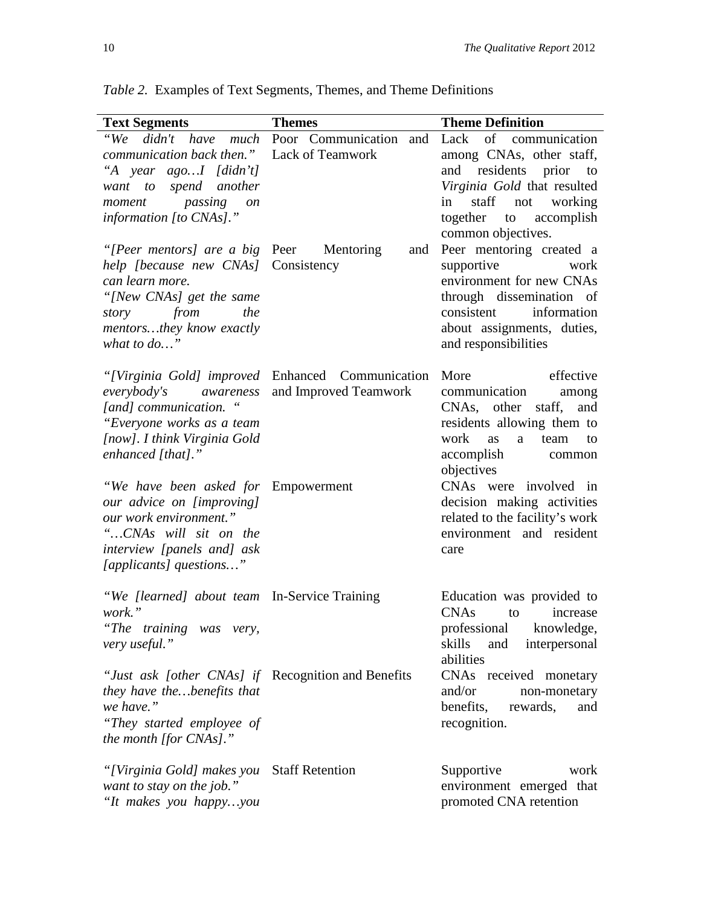*Table 2.* Examples of Text Segments, Themes, and Theme Definitions

| Text Segments | Themes | Theme Definition |
|---|---|---|
| *"We didn't have much communication back then." "A year ago…I [didn't] want to spend another moment passing on information [to CNAs]."* | Poor Communication and Lack of Teamwork | Lack of communication among CNAs, other staff, and residents prior to *Virginia Gold* that resulted in staff not working together to accomplish common objectives. |
| *"[Peer mentors] are a big help [because new CNAs] can learn more. "[New CNAs] get the same story from the mentors…they know exactly what to do…"* | Peer Mentoring and Consistency | Peer mentoring created a supportive work environment for new CNAs through dissemination of consistent information about assignments, duties, and responsibilities |
| *"[Virginia Gold] improved everybody's awareness [and] communication. " "Everyone works as a team [now]. I think Virginia Gold enhanced [that]."* | Enhanced Communication and Improved Teamwork | More effective communication among CNAs, other staff, and residents allowing them to work as a team to accomplish common objectives |
| *"We have been asked for our advice on [improving] our work environment." "…CNAs will sit on the interview [panels and] ask [applicants] questions…"* | Empowerment | CNAs were involved in decision making activities related to the facility's work environment and resident care |
| *"We [learned] about team work." "The training was very, very useful."* | In-Service Training | Education was provided to CNAs to increase professional knowledge, skills and interpersonal abilities |
| *"Just ask [other CNAs] if they have the…benefits that we have." "They started employee of the month [for CNAs]."* | Recognition and Benefits | CNAs received monetary and/or non-monetary benefits, rewards, and recognition. |
| *"[Virginia Gold] makes you want to stay on the job." "It makes you happy…you* | Staff Retention | Supportive work environment emerged that promoted CNA retention |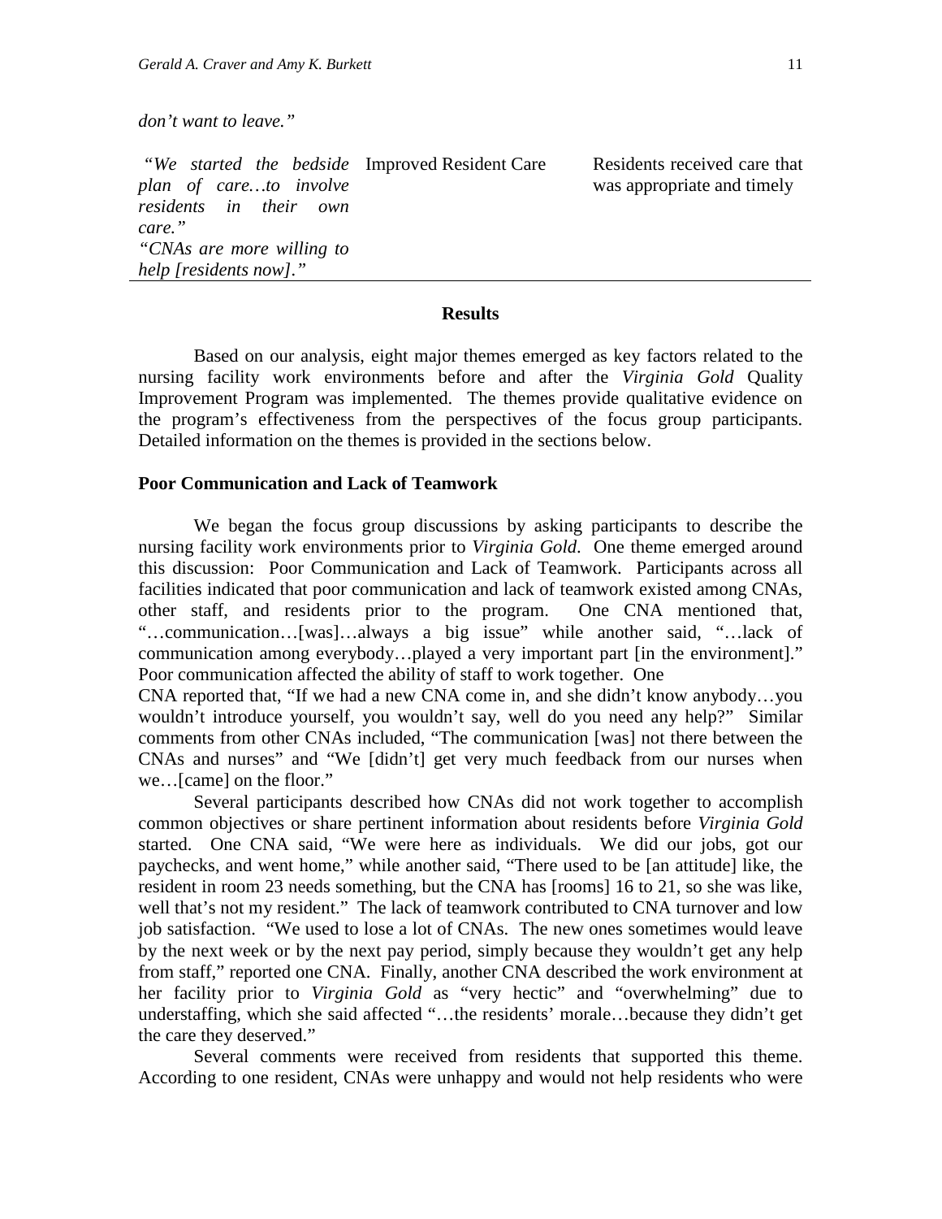| | | |
|---|---|---|
| *don't want to leave."* | | |
| *"We started the bedside plan of care…to involve residents in their own care."* *"CNAs are more willing to help [residents now]."* | Improved Resident Care | Residents received care that was appropriate and timely |

## Results

Based on our analysis, eight major themes emerged as key factors related to the nursing facility work environments before and after the *Virginia Gold* Quality Improvement Program was implemented. The themes provide qualitative evidence on the program's effectiveness from the perspectives of the focus group participants. Detailed information on the themes is provided in the sections below.

### Poor Communication and Lack of Teamwork

We began the focus group discussions by asking participants to describe the nursing facility work environments prior to *Virginia Gold*. One theme emerged around this discussion: Poor Communication and Lack of Teamwork. Participants across all facilities indicated that poor communication and lack of teamwork existed among CNAs, other staff, and residents prior to the program. One CNA mentioned that, "…communication…[was]…always a big issue" while another said, "…lack of communication among everybody…played a very important part [in the environment]." Poor communication affected the ability of staff to work together. One CNA reported that, "If we had a new CNA come in, and she didn't know anybody…you wouldn't introduce yourself, you wouldn't say, well do you need any help?" Similar comments from other CNAs included, "The communication [was] not there between the CNAs and nurses" and "We [didn't] get very much feedback from our nurses when we…[came] on the floor."

Several participants described how CNAs did not work together to accomplish common objectives or share pertinent information about residents before *Virginia Gold* started. One CNA said, "We were here as individuals. We did our jobs, got our paychecks, and went home," while another said, "There used to be [an attitude] like, the resident in room 23 needs something, but the CNA has [rooms] 16 to 21, so she was like, well that's not my resident." The lack of teamwork contributed to CNA turnover and low job satisfaction. "We used to lose a lot of CNAs. The new ones sometimes would leave by the next week or by the next pay period, simply because they wouldn't get any help from staff," reported one CNA. Finally, another CNA described the work environment at her facility prior to *Virginia Gold* as "very hectic" and "overwhelming" due to understaffing, which she said affected "…the residents' morale…because they didn't get the care they deserved."

Several comments were received from residents that supported this theme. According to one resident, CNAs were unhappy and would not help residents who were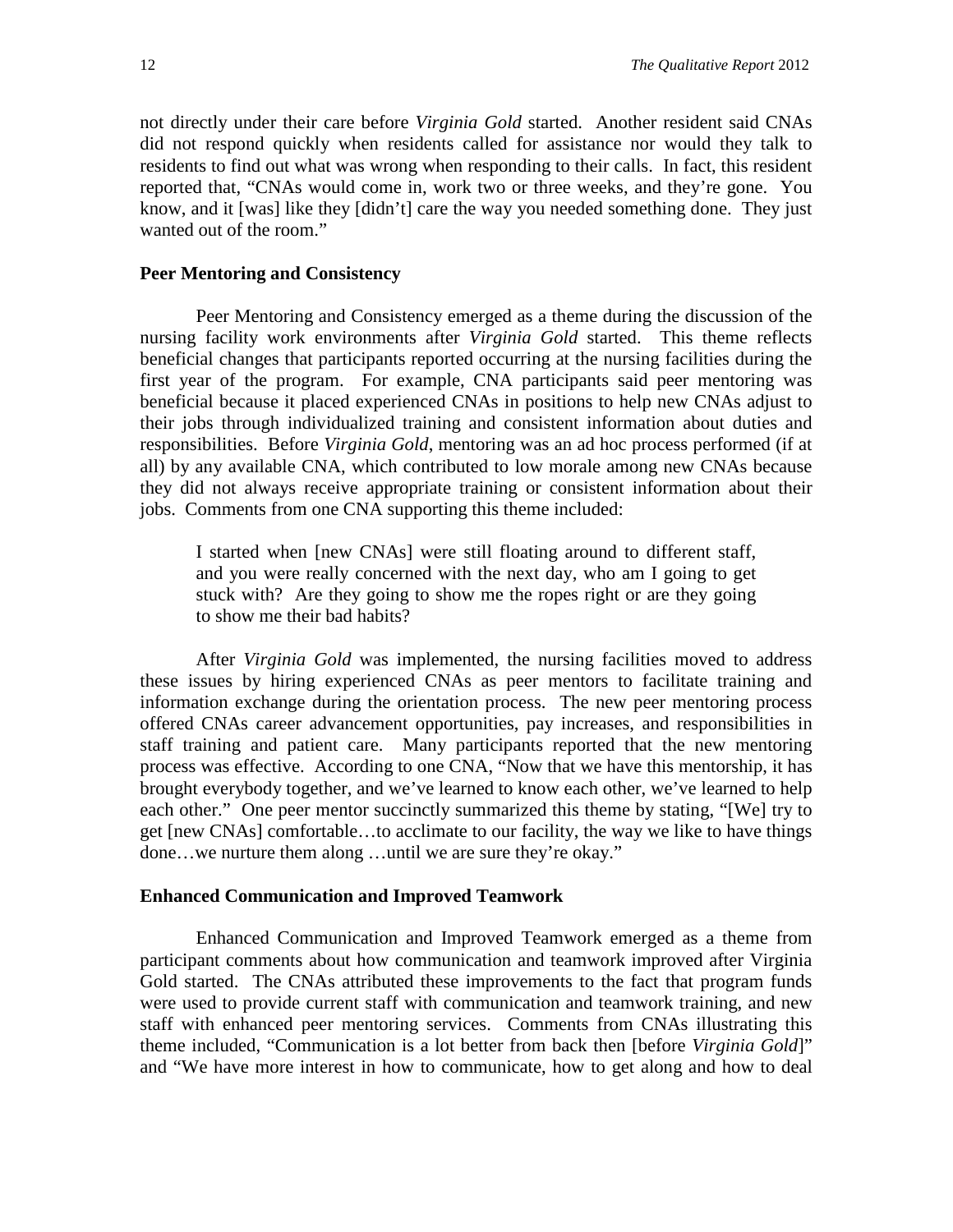not directly under their care before *Virginia Gold* started. Another resident said CNAs did not respond quickly when residents called for assistance nor would they talk to residents to find out what was wrong when responding to their calls. In fact, this resident reported that, "CNAs would come in, work two or three weeks, and they're gone. You know, and it [was] like they [didn't] care the way you needed something done. They just wanted out of the room."

### Peer Mentoring and Consistency

Peer Mentoring and Consistency emerged as a theme during the discussion of the nursing facility work environments after *Virginia Gold* started. This theme reflects beneficial changes that participants reported occurring at the nursing facilities during the first year of the program. For example, CNA participants said peer mentoring was beneficial because it placed experienced CNAs in positions to help new CNAs adjust to their jobs through individualized training and consistent information about duties and responsibilities. Before *Virginia Gold*, mentoring was an ad hoc process performed (if at all) by any available CNA, which contributed to low morale among new CNAs because they did not always receive appropriate training or consistent information about their jobs. Comments from one CNA supporting this theme included:

> I started when [new CNAs] were still floating around to different staff, and you were really concerned with the next day, who am I going to get stuck with? Are they going to show me the ropes right or are they going to show me their bad habits?

After *Virginia Gold* was implemented, the nursing facilities moved to address these issues by hiring experienced CNAs as peer mentors to facilitate training and information exchange during the orientation process. The new peer mentoring process offered CNAs career advancement opportunities, pay increases, and responsibilities in staff training and patient care. Many participants reported that the new mentoring process was effective. According to one CNA, "Now that we have this mentorship, it has brought everybody together, and we've learned to know each other, we've learned to help each other." One peer mentor succinctly summarized this theme by stating, "[We] try to get [new CNAs] comfortable…to acclimate to our facility, the way we like to have things done…we nurture them along …until we are sure they're okay."

### Enhanced Communication and Improved Teamwork

Enhanced Communication and Improved Teamwork emerged as a theme from participant comments about how communication and teamwork improved after Virginia Gold started. The CNAs attributed these improvements to the fact that program funds were used to provide current staff with communication and teamwork training, and new staff with enhanced peer mentoring services. Comments from CNAs illustrating this theme included, "Communication is a lot better from back then [before *Virginia Gold*]" and "We have more interest in how to communicate, how to get along and how to deal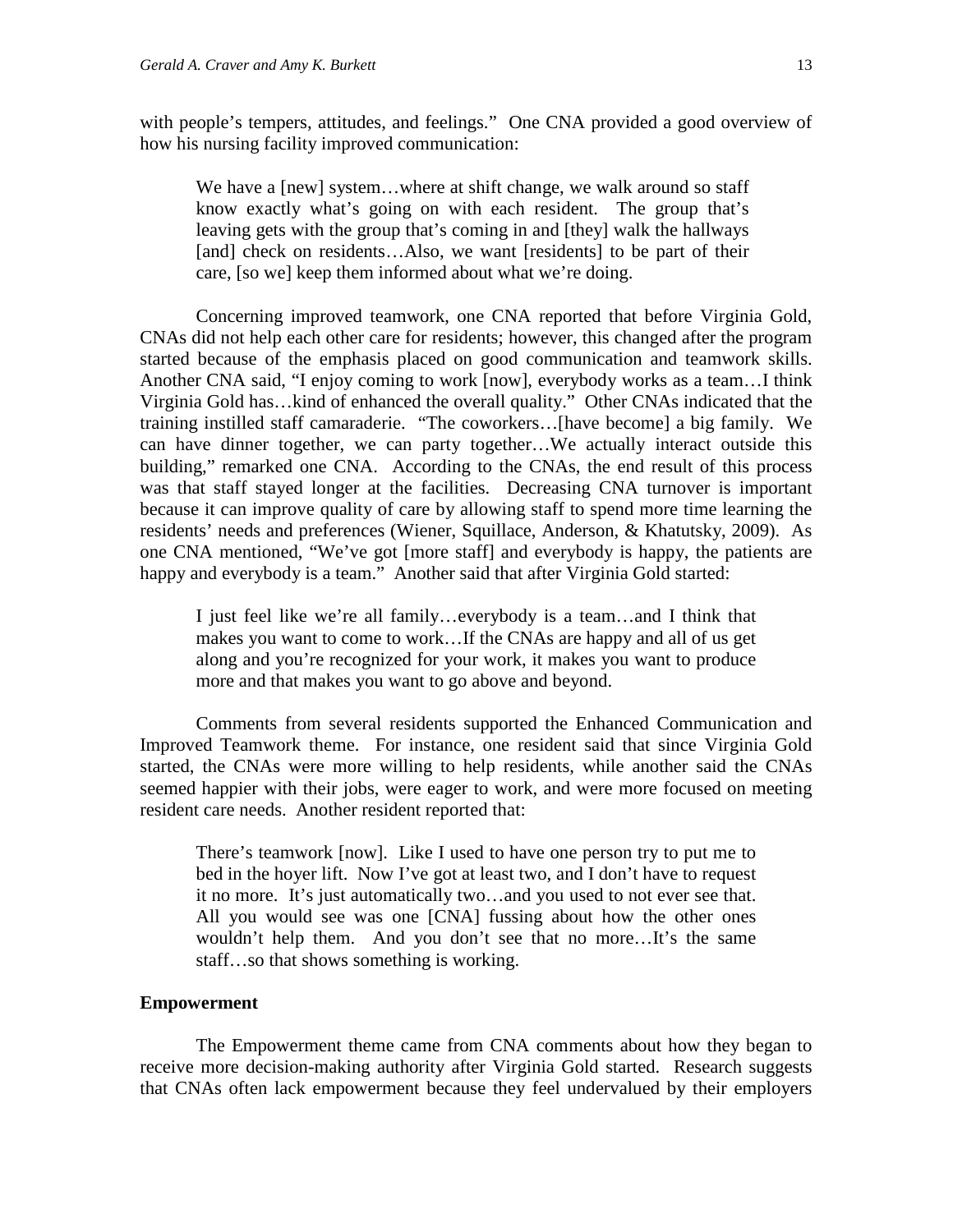with people's tempers, attitudes, and feelings." One CNA provided a good overview of how his nursing facility improved communication:

> We have a [new] system…where at shift change, we walk around so staff know exactly what's going on with each resident. The group that's leaving gets with the group that's coming in and [they] walk the hallways [and] check on residents…Also, we want [residents] to be part of their care, [so we] keep them informed about what we're doing.

Concerning improved teamwork, one CNA reported that before Virginia Gold, CNAs did not help each other care for residents; however, this changed after the program started because of the emphasis placed on good communication and teamwork skills. Another CNA said, "I enjoy coming to work [now], everybody works as a team…I think Virginia Gold has…kind of enhanced the overall quality." Other CNAs indicated that the training instilled staff camaraderie. "The coworkers…[have become] a big family. We can have dinner together, we can party together…We actually interact outside this building," remarked one CNA. According to the CNAs, the end result of this process was that staff stayed longer at the facilities. Decreasing CNA turnover is important because it can improve quality of care by allowing staff to spend more time learning the residents' needs and preferences (Wiener, Squillace, Anderson, & Khatutsky, 2009). As one CNA mentioned, "We've got [more staff] and everybody is happy, the patients are happy and everybody is a team." Another said that after Virginia Gold started:

> I just feel like we're all family…everybody is a team…and I think that makes you want to come to work…If the CNAs are happy and all of us get along and you're recognized for your work, it makes you want to produce more and that makes you want to go above and beyond.

Comments from several residents supported the Enhanced Communication and Improved Teamwork theme. For instance, one resident said that since Virginia Gold started, the CNAs were more willing to help residents, while another said the CNAs seemed happier with their jobs, were eager to work, and were more focused on meeting resident care needs. Another resident reported that:

> There's teamwork [now]. Like I used to have one person try to put me to bed in the hoyer lift. Now I've got at least two, and I don't have to request it no more. It's just automatically two…and you used to not ever see that. All you would see was one [CNA] fussing about how the other ones wouldn't help them. And you don't see that no more…It's the same staff…so that shows something is working.

### Empowerment

The Empowerment theme came from CNA comments about how they began to receive more decision-making authority after Virginia Gold started. Research suggests that CNAs often lack empowerment because they feel undervalued by their employers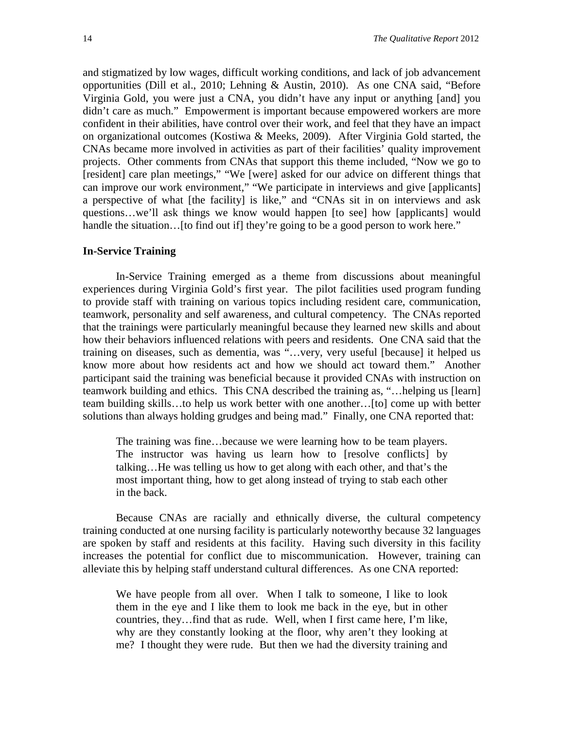and stigmatized by low wages, difficult working conditions, and lack of job advancement opportunities (Dill et al., 2010; Lehning & Austin, 2010). As one CNA said, "Before Virginia Gold, you were just a CNA, you didn't have any input or anything [and] you didn't care as much." Empowerment is important because empowered workers are more confident in their abilities, have control over their work, and feel that they have an impact on organizational outcomes (Kostiwa & Meeks, 2009). After Virginia Gold started, the CNAs became more involved in activities as part of their facilities' quality improvement projects. Other comments from CNAs that support this theme included, "Now we go to [resident] care plan meetings," "We [were] asked for our advice on different things that can improve our work environment," "We participate in interviews and give [applicants] a perspective of what [the facility] is like," and "CNAs sit in on interviews and ask questions…we'll ask things we know would happen [to see] how [applicants] would handle the situation…[to find out if] they're going to be a good person to work here."

### In-Service Training

In-Service Training emerged as a theme from discussions about meaningful experiences during Virginia Gold's first year. The pilot facilities used program funding to provide staff with training on various topics including resident care, communication, teamwork, personality and self awareness, and cultural competency. The CNAs reported that the trainings were particularly meaningful because they learned new skills and about how their behaviors influenced relations with peers and residents. One CNA said that the training on diseases, such as dementia, was "…very, very useful [because] it helped us know more about how residents act and how we should act toward them." Another participant said the training was beneficial because it provided CNAs with instruction on teamwork building and ethics. This CNA described the training as, "…helping us [learn] team building skills…to help us work better with one another…[to] come up with better solutions than always holding grudges and being mad." Finally, one CNA reported that:

> The training was fine…because we were learning how to be team players. The instructor was having us learn how to [resolve conflicts] by talking…He was telling us how to get along with each other, and that's the most important thing, how to get along instead of trying to stab each other in the back.

Because CNAs are racially and ethnically diverse, the cultural competency training conducted at one nursing facility is particularly noteworthy because 32 languages are spoken by staff and residents at this facility. Having such diversity in this facility increases the potential for conflict due to miscommunication. However, training can alleviate this by helping staff understand cultural differences. As one CNA reported:

> We have people from all over. When I talk to someone, I like to look them in the eye and I like them to look me back in the eye, but in other countries, they…find that as rude. Well, when I first came here, I'm like, why are they constantly looking at the floor, why aren't they looking at me? I thought they were rude. But then we had the diversity training and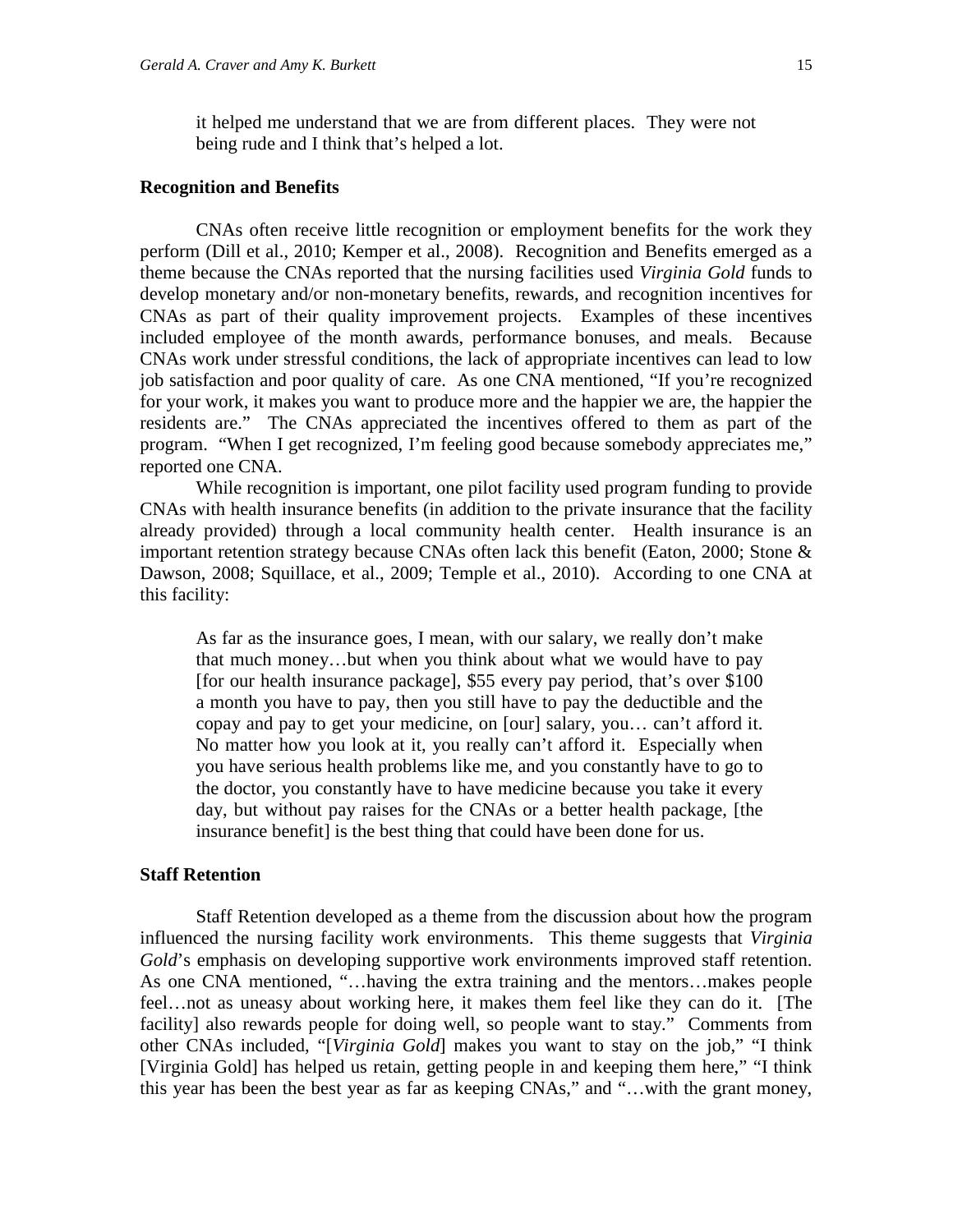> it helped me understand that we are from different places. They were not being rude and I think that's helped a lot.

### Recognition and Benefits

CNAs often receive little recognition or employment benefits for the work they perform (Dill et al., 2010; Kemper et al., 2008). Recognition and Benefits emerged as a theme because the CNAs reported that the nursing facilities used *Virginia Gold* funds to develop monetary and/or non-monetary benefits, rewards, and recognition incentives for CNAs as part of their quality improvement projects. Examples of these incentives included employee of the month awards, performance bonuses, and meals. Because CNAs work under stressful conditions, the lack of appropriate incentives can lead to low job satisfaction and poor quality of care. As one CNA mentioned, "If you're recognized for your work, it makes you want to produce more and the happier we are, the happier the residents are." The CNAs appreciated the incentives offered to them as part of the program. "When I get recognized, I'm feeling good because somebody appreciates me," reported one CNA.

While recognition is important, one pilot facility used program funding to provide CNAs with health insurance benefits (in addition to the private insurance that the facility already provided) through a local community health center. Health insurance is an important retention strategy because CNAs often lack this benefit (Eaton, 2000; Stone & Dawson, 2008; Squillace, et al., 2009; Temple et al., 2010). According to one CNA at this facility:

> As far as the insurance goes, I mean, with our salary, we really don't make that much money…but when you think about what we would have to pay [for our health insurance package], $55 every pay period, that's over $100 a month you have to pay, then you still have to pay the deductible and the copay and pay to get your medicine, on [our] salary, you… can't afford it. No matter how you look at it, you really can't afford it. Especially when you have serious health problems like me, and you constantly have to go to the doctor, you constantly have to have medicine because you take it every day, but without pay raises for the CNAs or a better health package, [the insurance benefit] is the best thing that could have been done for us.

### Staff Retention

Staff Retention developed as a theme from the discussion about how the program influenced the nursing facility work environments. This theme suggests that *Virginia Gold*'s emphasis on developing supportive work environments improved staff retention. As one CNA mentioned, "…having the extra training and the mentors…makes people feel…not as uneasy about working here, it makes them feel like they can do it. [The facility] also rewards people for doing well, so people want to stay." Comments from other CNAs included, "[*Virginia Gold*] makes you want to stay on the job," "I think [Virginia Gold] has helped us retain, getting people in and keeping them here," "I think this year has been the best year as far as keeping CNAs," and "…with the grant money,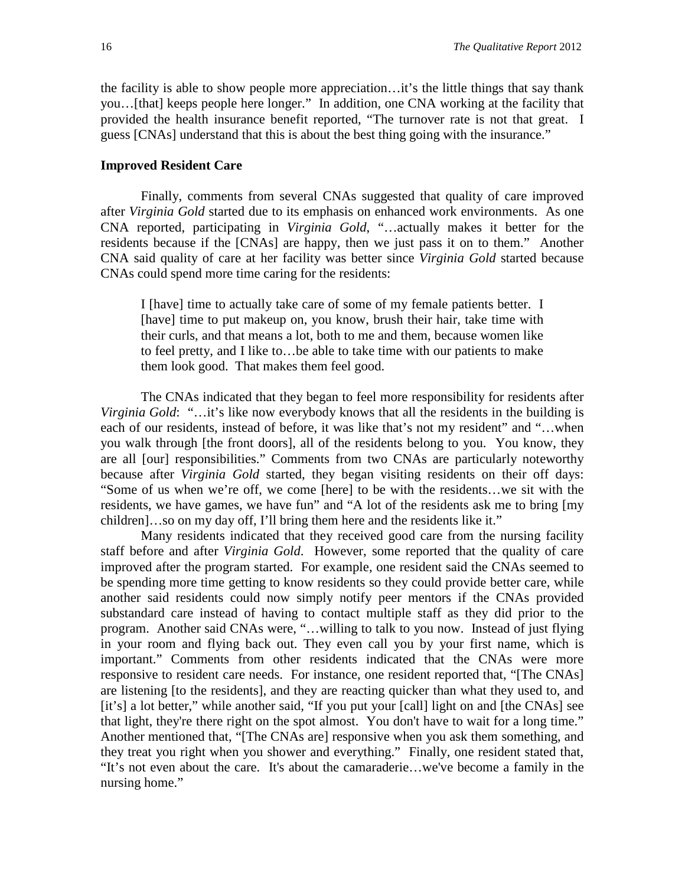the facility is able to show people more appreciation…it's the little things that say thank you…[that] keeps people here longer." In addition, one CNA working at the facility that provided the health insurance benefit reported, "The turnover rate is not that great. I guess [CNAs] understand that this is about the best thing going with the insurance."

### Improved Resident Care

Finally, comments from several CNAs suggested that quality of care improved after *Virginia Gold* started due to its emphasis on enhanced work environments. As one CNA reported, participating in *Virginia Gold*, "…actually makes it better for the residents because if the [CNAs] are happy, then we just pass it on to them." Another CNA said quality of care at her facility was better since *Virginia Gold* started because CNAs could spend more time caring for the residents:

> I [have] time to actually take care of some of my female patients better. I [have] time to put makeup on, you know, brush their hair, take time with their curls, and that means a lot, both to me and them, because women like to feel pretty, and I like to…be able to take time with our patients to make them look good. That makes them feel good.

The CNAs indicated that they began to feel more responsibility for residents after *Virginia Gold*: "…it's like now everybody knows that all the residents in the building is each of our residents, instead of before, it was like that's not my resident" and "…when you walk through [the front doors], all of the residents belong to you. You know, they are all [our] responsibilities." Comments from two CNAs are particularly noteworthy because after *Virginia Gold* started, they began visiting residents on their off days: "Some of us when we're off, we come [here] to be with the residents…we sit with the residents, we have games, we have fun" and "A lot of the residents ask me to bring [my children]…so on my day off, I'll bring them here and the residents like it."

Many residents indicated that they received good care from the nursing facility staff before and after *Virginia Gold*. However, some reported that the quality of care improved after the program started. For example, one resident said the CNAs seemed to be spending more time getting to know residents so they could provide better care, while another said residents could now simply notify peer mentors if the CNAs provided substandard care instead of having to contact multiple staff as they did prior to the program. Another said CNAs were, "…willing to talk to you now. Instead of just flying in your room and flying back out. They even call you by your first name, which is important." Comments from other residents indicated that the CNAs were more responsive to resident care needs. For instance, one resident reported that, "[The CNAs] are listening [to the residents], and they are reacting quicker than what they used to, and [it's] a lot better," while another said, "If you put your [call] light on and [the CNAs] see that light, they're there right on the spot almost. You don't have to wait for a long time." Another mentioned that, "[The CNAs are] responsive when you ask them something, and they treat you right when you shower and everything." Finally, one resident stated that, "It's not even about the care. It's about the camaraderie…we've become a family in the nursing home."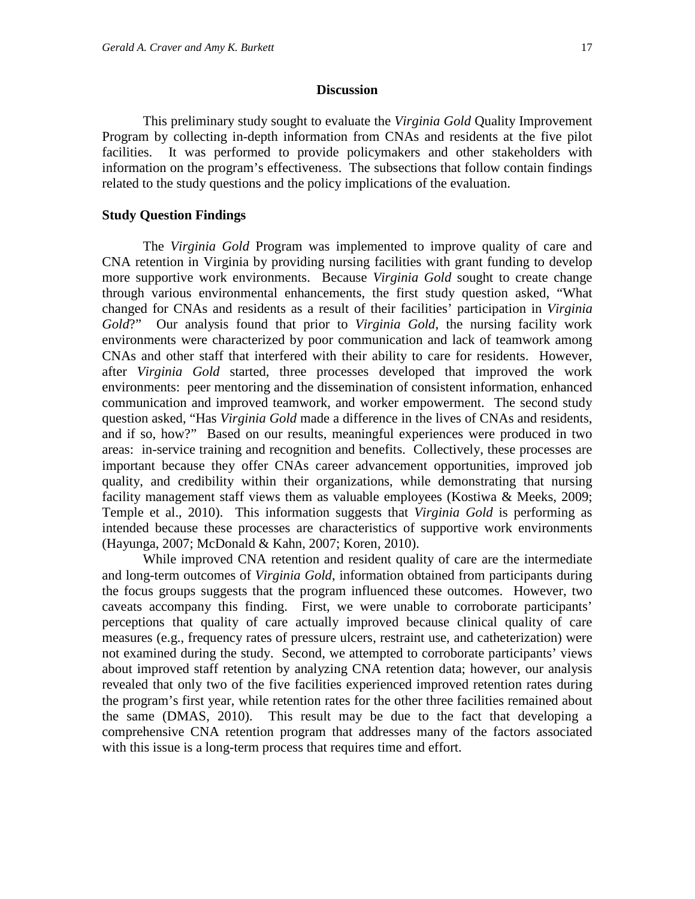## Discussion

This preliminary study sought to evaluate the *Virginia Gold* Quality Improvement Program by collecting in-depth information from CNAs and residents at the five pilot facilities. It was performed to provide policymakers and other stakeholders with information on the program's effectiveness. The subsections that follow contain findings related to the study questions and the policy implications of the evaluation.

### Study Question Findings

The *Virginia Gold* Program was implemented to improve quality of care and CNA retention in Virginia by providing nursing facilities with grant funding to develop more supportive work environments. Because *Virginia Gold* sought to create change through various environmental enhancements, the first study question asked, "What changed for CNAs and residents as a result of their facilities' participation in *Virginia Gold*?" Our analysis found that prior to *Virginia Gold*, the nursing facility work environments were characterized by poor communication and lack of teamwork among CNAs and other staff that interfered with their ability to care for residents. However, after *Virginia Gold* started, three processes developed that improved the work environments: peer mentoring and the dissemination of consistent information, enhanced communication and improved teamwork, and worker empowerment. The second study question asked, "Has *Virginia Gold* made a difference in the lives of CNAs and residents, and if so, how?" Based on our results, meaningful experiences were produced in two areas: in-service training and recognition and benefits. Collectively, these processes are important because they offer CNAs career advancement opportunities, improved job quality, and credibility within their organizations, while demonstrating that nursing facility management staff views them as valuable employees (Kostiwa & Meeks, 2009; Temple et al., 2010). This information suggests that *Virginia Gold* is performing as intended because these processes are characteristics of supportive work environments (Hayunga, 2007; McDonald & Kahn, 2007; Koren, 2010).

While improved CNA retention and resident quality of care are the intermediate and long-term outcomes of *Virginia Gold*, information obtained from participants during the focus groups suggests that the program influenced these outcomes. However, two caveats accompany this finding. First, we were unable to corroborate participants' perceptions that quality of care actually improved because clinical quality of care measures (e.g., frequency rates of pressure ulcers, restraint use, and catheterization) were not examined during the study. Second, we attempted to corroborate participants' views about improved staff retention by analyzing CNA retention data; however, our analysis revealed that only two of the five facilities experienced improved retention rates during the program's first year, while retention rates for the other three facilities remained about the same (DMAS, 2010). This result may be due to the fact that developing a comprehensive CNA retention program that addresses many of the factors associated with this issue is a long-term process that requires time and effort.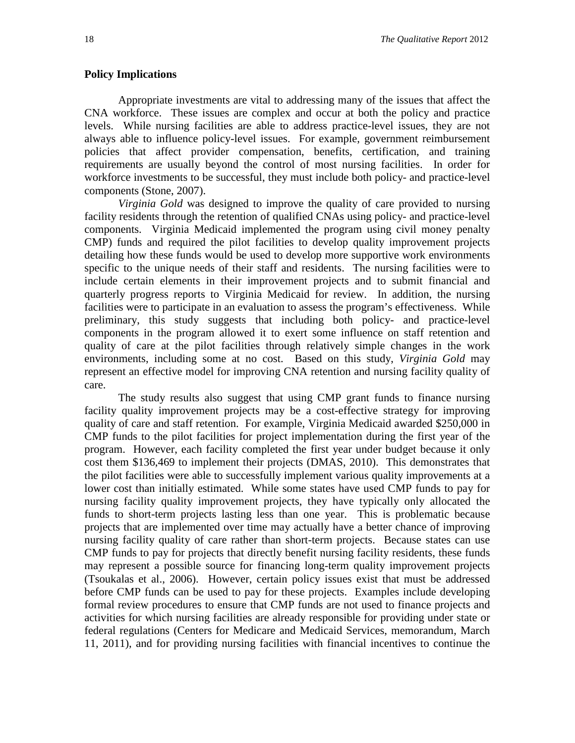## Policy Implications

Appropriate investments are vital to addressing many of the issues that affect the CNA workforce. These issues are complex and occur at both the policy and practice levels. While nursing facilities are able to address practice-level issues, they are not always able to influence policy-level issues. For example, government reimbursement policies that affect provider compensation, benefits, certification, and training requirements are usually beyond the control of most nursing facilities. In order for workforce investments to be successful, they must include both policy- and practice-level components (Stone, 2007).

*Virginia Gold* was designed to improve the quality of care provided to nursing facility residents through the retention of qualified CNAs using policy- and practice-level components. Virginia Medicaid implemented the program using civil money penalty CMP) funds and required the pilot facilities to develop quality improvement projects detailing how these funds would be used to develop more supportive work environments specific to the unique needs of their staff and residents. The nursing facilities were to include certain elements in their improvement projects and to submit financial and quarterly progress reports to Virginia Medicaid for review. In addition, the nursing facilities were to participate in an evaluation to assess the program's effectiveness. While preliminary, this study suggests that including both policy- and practice-level components in the program allowed it to exert some influence on staff retention and quality of care at the pilot facilities through relatively simple changes in the work environments, including some at no cost. Based on this study, *Virginia Gold* may represent an effective model for improving CNA retention and nursing facility quality of care.

The study results also suggest that using CMP grant funds to finance nursing facility quality improvement projects may be a cost-effective strategy for improving quality of care and staff retention. For example, Virginia Medicaid awarded $250,000 in CMP funds to the pilot facilities for project implementation during the first year of the program. However, each facility completed the first year under budget because it only cost them $136,469 to implement their projects (DMAS, 2010). This demonstrates that the pilot facilities were able to successfully implement various quality improvements at a lower cost than initially estimated. While some states have used CMP funds to pay for nursing facility quality improvement projects, they have typically only allocated the funds to short-term projects lasting less than one year. This is problematic because projects that are implemented over time may actually have a better chance of improving nursing facility quality of care rather than short-term projects. Because states can use CMP funds to pay for projects that directly benefit nursing facility residents, these funds may represent a possible source for financing long-term quality improvement projects (Tsoukalas et al., 2006). However, certain policy issues exist that must be addressed before CMP funds can be used to pay for these projects. Examples include developing formal review procedures to ensure that CMP funds are not used to finance projects and activities for which nursing facilities are already responsible for providing under state or federal regulations (Centers for Medicare and Medicaid Services, memorandum, March 11, 2011), and for providing nursing facilities with financial incentives to continue the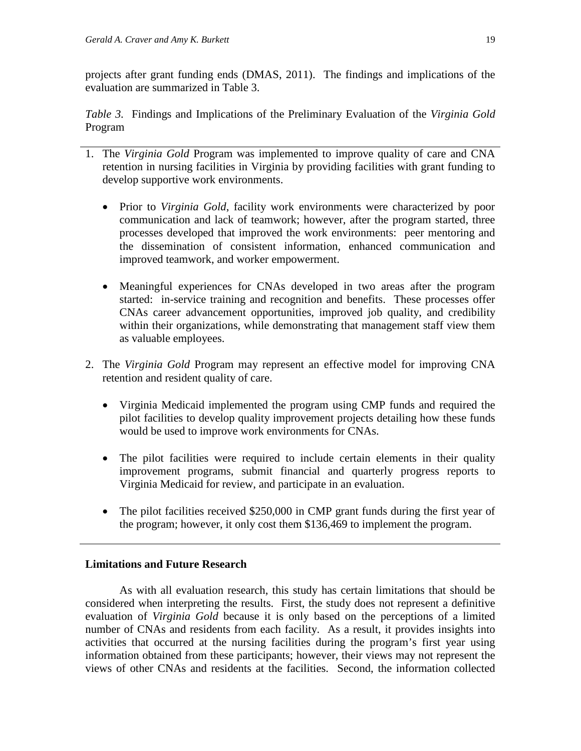projects after grant funding ends (DMAS, 2011). The findings and implications of the evaluation are summarized in Table 3.

*Table 3.* Findings and Implications of the Preliminary Evaluation of the *Virginia Gold* Program

1. The *Virginia Gold* Program was implemented to improve quality of care and CNA retention in nursing facilities in Virginia by providing facilities with grant funding to develop supportive work environments.

   - Prior to *Virginia Gold*, facility work environments were characterized by poor communication and lack of teamwork; however, after the program started, three processes developed that improved the work environments: peer mentoring and the dissemination of consistent information, enhanced communication and improved teamwork, and worker empowerment.

   - Meaningful experiences for CNAs developed in two areas after the program started: in-service training and recognition and benefits. These processes offer CNAs career advancement opportunities, improved job quality, and credibility within their organizations, while demonstrating that management staff view them as valuable employees.

2. The *Virginia Gold* Program may represent an effective model for improving CNA retention and resident quality of care.

   - Virginia Medicaid implemented the program using CMP funds and required the pilot facilities to develop quality improvement projects detailing how these funds would be used to improve work environments for CNAs.

   - The pilot facilities were required to include certain elements in their quality improvement programs, submit financial and quarterly progress reports to Virginia Medicaid for review, and participate in an evaluation.

   - The pilot facilities received $250,000 in CMP grant funds during the first year of the program; however, it only cost them $136,469 to implement the program.

**Limitations and Future Research**

As with all evaluation research, this study has certain limitations that should be considered when interpreting the results. First, the study does not represent a definitive evaluation of *Virginia Gold* because it is only based on the perceptions of a limited number of CNAs and residents from each facility. As a result, it provides insights into activities that occurred at the nursing facilities during the program's first year using information obtained from these participants; however, their views may not represent the views of other CNAs and residents at the facilities. Second, the information collected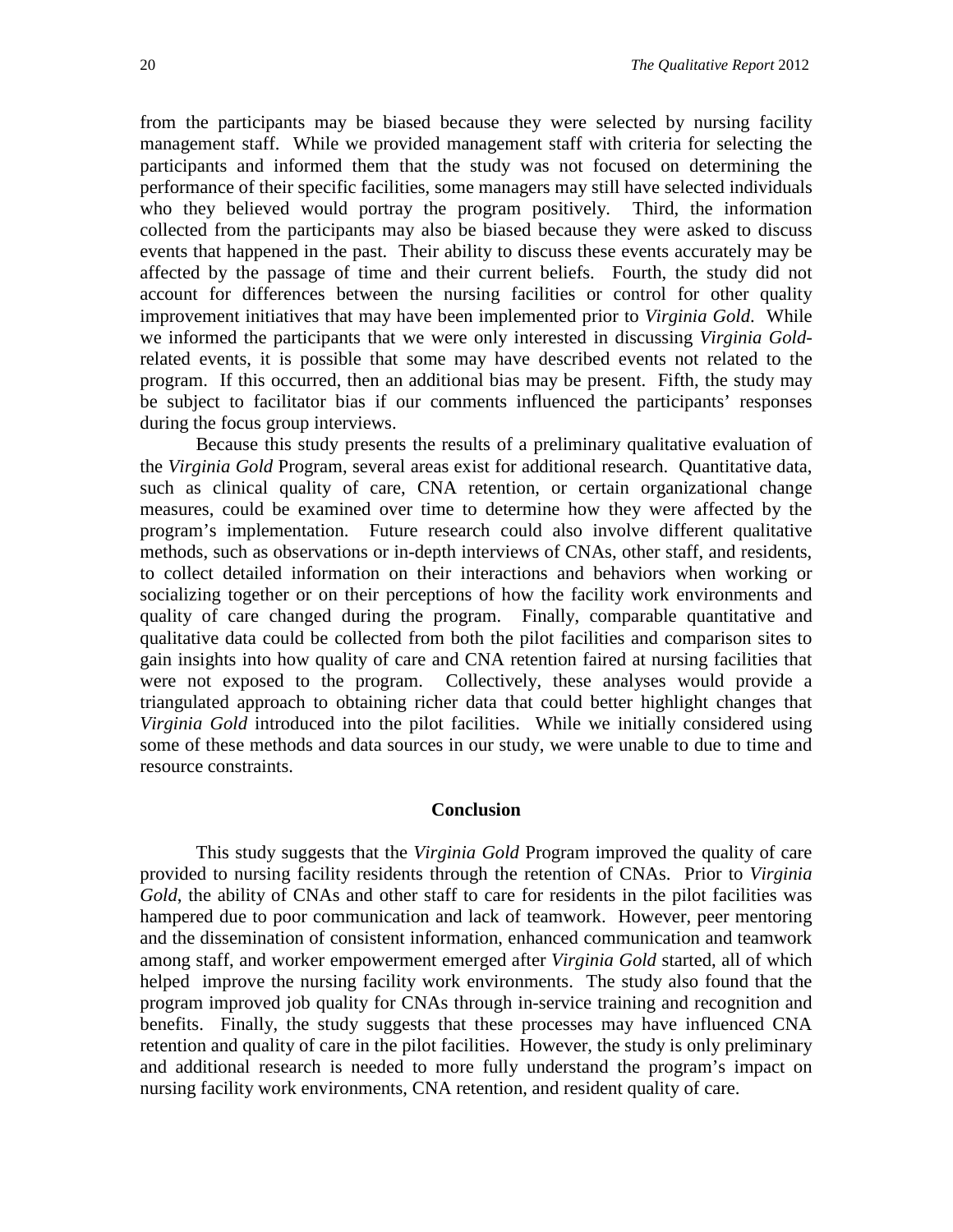from the participants may be biased because they were selected by nursing facility management staff. While we provided management staff with criteria for selecting the participants and informed them that the study was not focused on determining the performance of their specific facilities, some managers may still have selected individuals who they believed would portray the program positively. Third, the information collected from the participants may also be biased because they were asked to discuss events that happened in the past. Their ability to discuss these events accurately may be affected by the passage of time and their current beliefs. Fourth, the study did not account for differences between the nursing facilities or control for other quality improvement initiatives that may have been implemented prior to *Virginia Gold*. While we informed the participants that we were only interested in discussing *Virginia Gold*-related events, it is possible that some may have described events not related to the program. If this occurred, then an additional bias may be present. Fifth, the study may be subject to facilitator bias if our comments influenced the participants' responses during the focus group interviews.

Because this study presents the results of a preliminary qualitative evaluation of the *Virginia Gold* Program, several areas exist for additional research. Quantitative data, such as clinical quality of care, CNA retention, or certain organizational change measures, could be examined over time to determine how they were affected by the program's implementation. Future research could also involve different qualitative methods, such as observations or in-depth interviews of CNAs, other staff, and residents, to collect detailed information on their interactions and behaviors when working or socializing together or on their perceptions of how the facility work environments and quality of care changed during the program. Finally, comparable quantitative and qualitative data could be collected from both the pilot facilities and comparison sites to gain insights into how quality of care and CNA retention faired at nursing facilities that were not exposed to the program. Collectively, these analyses would provide a triangulated approach to obtaining richer data that could better highlight changes that *Virginia Gold* introduced into the pilot facilities. While we initially considered using some of these methods and data sources in our study, we were unable to due to time and resource constraints.

## Conclusion

This study suggests that the *Virginia Gold* Program improved the quality of care provided to nursing facility residents through the retention of CNAs. Prior to *Virginia Gold*, the ability of CNAs and other staff to care for residents in the pilot facilities was hampered due to poor communication and lack of teamwork. However, peer mentoring and the dissemination of consistent information, enhanced communication and teamwork among staff, and worker empowerment emerged after *Virginia Gold* started, all of which helped improve the nursing facility work environments. The study also found that the program improved job quality for CNAs through in-service training and recognition and benefits. Finally, the study suggests that these processes may have influenced CNA retention and quality of care in the pilot facilities. However, the study is only preliminary and additional research is needed to more fully understand the program's impact on nursing facility work environments, CNA retention, and resident quality of care.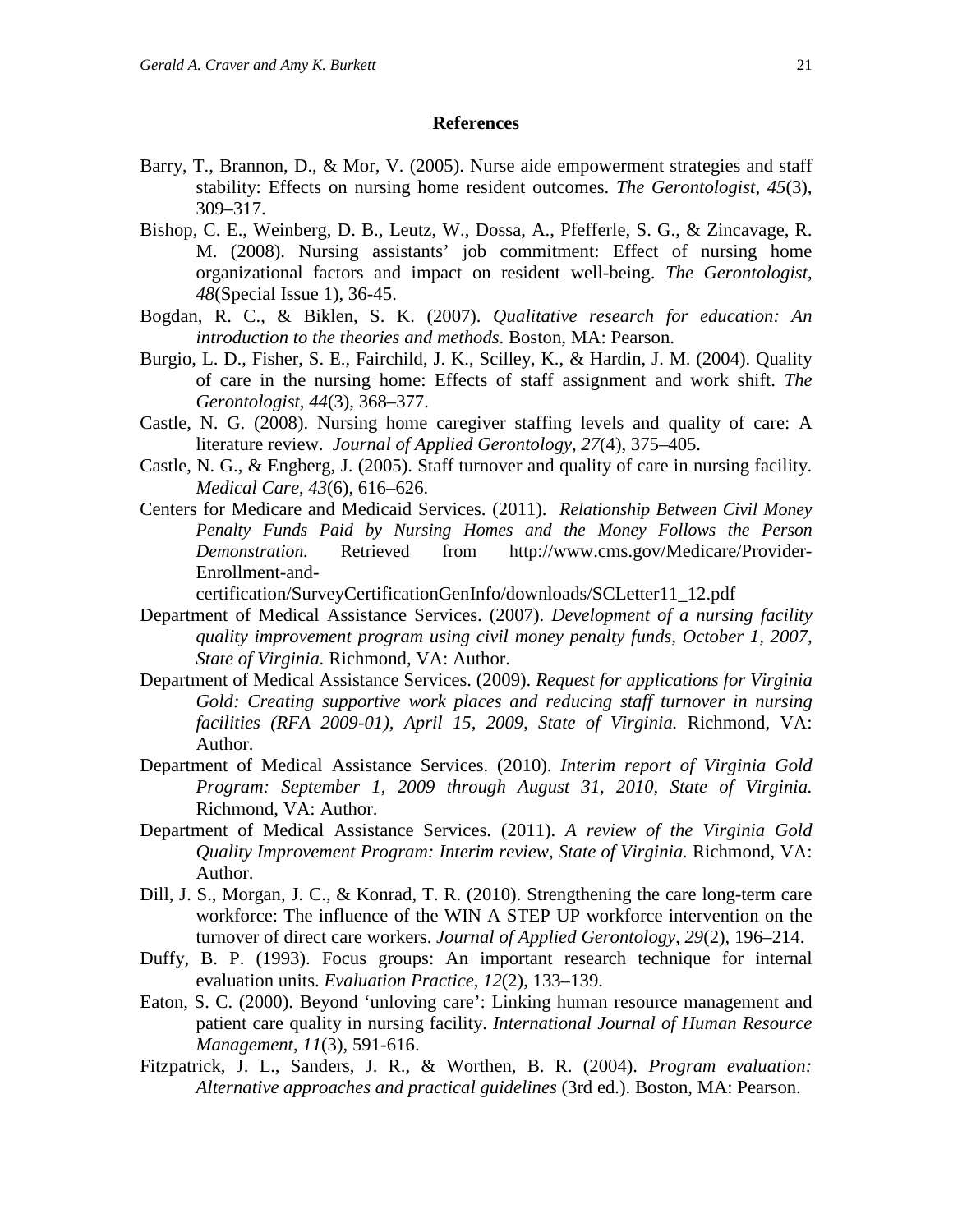## References

Barry, T., Brannon, D., & Mor, V. (2005). Nurse aide empowerment strategies and staff stability: Effects on nursing home resident outcomes. *The Gerontologist*, *45*(3), 309–317.

Bishop, C. E., Weinberg, D. B., Leutz, W., Dossa, A., Pfefferle, S. G., & Zincavage, R. M. (2008). Nursing assistants' job commitment: Effect of nursing home organizational factors and impact on resident well-being. *The Gerontologist*, *48*(Special Issue 1), 36-45.

Bogdan, R. C., & Biklen, S. K. (2007). *Qualitative research for education: An introduction to the theories and methods*. Boston, MA: Pearson.

Burgio, L. D., Fisher, S. E., Fairchild, J. K., Scilley, K., & Hardin, J. M. (2004). Quality of care in the nursing home: Effects of staff assignment and work shift. *The Gerontologist*, *44*(3), 368–377.

Castle, N. G. (2008). Nursing home caregiver staffing levels and quality of care: A literature review. *Journal of Applied Gerontology*, *27*(4), 375–405.

Castle, N. G., & Engberg, J. (2005). Staff turnover and quality of care in nursing facility. *Medical Care*, *43*(6), 616–626.

Centers for Medicare and Medicaid Services. (2011). *Relationship Between Civil Money Penalty Funds Paid by Nursing Homes and the Money Follows the Person Demonstration.* Retrieved from http://www.cms.gov/Medicare/Provider-Enrollment-and-certification/SurveyCertificationGenInfo/downloads/SCLetter11_12.pdf

Department of Medical Assistance Services. (2007). *Development of a nursing facility quality improvement program using civil money penalty funds, October 1, 2007, State of Virginia.* Richmond, VA: Author.

Department of Medical Assistance Services. (2009). *Request for applications for Virginia Gold: Creating supportive work places and reducing staff turnover in nursing facilities (RFA 2009-01), April 15, 2009, State of Virginia.* Richmond, VA: Author.

Department of Medical Assistance Services. (2010). *Interim report of Virginia Gold Program: September 1, 2009 through August 31, 2010, State of Virginia.* Richmond, VA: Author.

Department of Medical Assistance Services. (2011). *A review of the Virginia Gold Quality Improvement Program: Interim review, State of Virginia.* Richmond, VA: Author.

Dill, J. S., Morgan, J. C., & Konrad, T. R. (2010). Strengthening the care long-term care workforce: The influence of the WIN A STEP UP workforce intervention on the turnover of direct care workers. *Journal of Applied Gerontology*, *29*(2), 196–214.

Duffy, B. P. (1993). Focus groups: An important research technique for internal evaluation units. *Evaluation Practice*, *12*(2), 133–139.

Eaton, S. C. (2000). Beyond 'unloving care': Linking human resource management and patient care quality in nursing facility. *International Journal of Human Resource Management*, *11*(3), 591-616.

Fitzpatrick, J. L., Sanders, J. R., & Worthen, B. R. (2004). *Program evaluation: Alternative approaches and practical guidelines* (3rd ed.). Boston, MA: Pearson.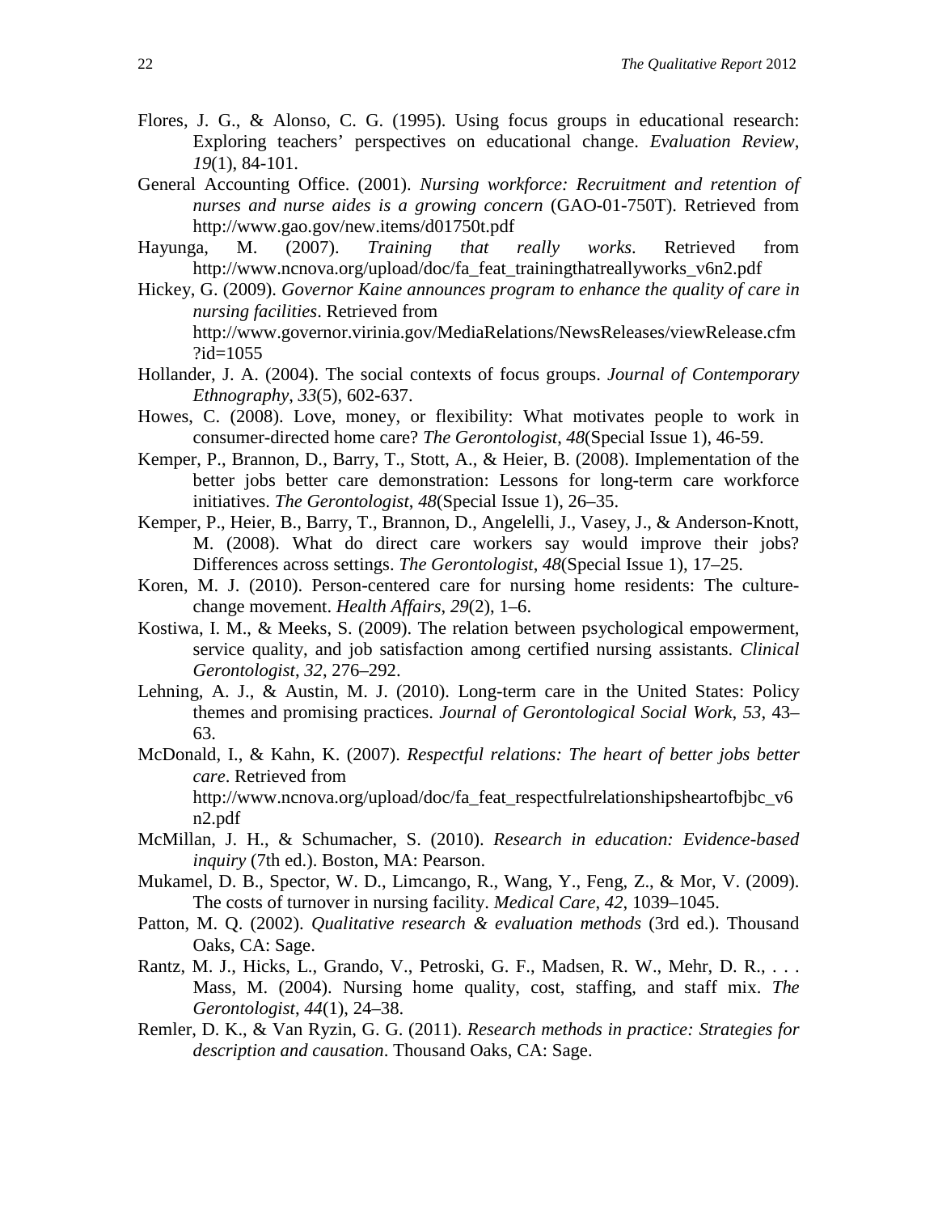Flores, J. G., & Alonso, C. G. (1995). Using focus groups in educational research: Exploring teachers' perspectives on educational change. *Evaluation Review*, *19*(1), 84-101.

General Accounting Office. (2001). *Nursing workforce: Recruitment and retention of nurses and nurse aides is a growing concern* (GAO-01-750T). Retrieved from http://www.gao.gov/new.items/d01750t.pdf

Hayunga, M. (2007). *Training that really works*. Retrieved from http://www.ncnova.org/upload/doc/fa_feat_trainingthatreallyworks_v6n2.pdf

Hickey, G. (2009). *Governor Kaine announces program to enhance the quality of care in nursing facilities*. Retrieved from http://www.governor.virinia.gov/MediaRelations/NewsReleases/viewRelease.cfm?id=1055

Hollander, J. A. (2004). The social contexts of focus groups. *Journal of Contemporary Ethnography*, *33*(5), 602-637.

Howes, C. (2008). Love, money, or flexibility: What motivates people to work in consumer-directed home care? *The Gerontologist*, *48*(Special Issue 1), 46-59.

Kemper, P., Brannon, D., Barry, T., Stott, A., & Heier, B. (2008). Implementation of the better jobs better care demonstration: Lessons for long-term care workforce initiatives. *The Gerontologist*, *48*(Special Issue 1), 26–35.

Kemper, P., Heier, B., Barry, T., Brannon, D., Angelelli, J., Vasey, J., & Anderson-Knott, M. (2008). What do direct care workers say would improve their jobs? Differences across settings. *The Gerontologist*, *48*(Special Issue 1), 17–25.

Koren, M. J. (2010). Person-centered care for nursing home residents: The culture-change movement. *Health Affairs*, *29*(2), 1–6.

Kostiwa, I. M., & Meeks, S. (2009). The relation between psychological empowerment, service quality, and job satisfaction among certified nursing assistants. *Clinical Gerontologist*, *32*, 276–292.

Lehning, A. J., & Austin, M. J. (2010). Long-term care in the United States: Policy themes and promising practices. *Journal of Gerontological Social Work*, *53*, 43–63.

McDonald, I., & Kahn, K. (2007). *Respectful relations: The heart of better jobs better care*. Retrieved from http://www.ncnova.org/upload/doc/fa_feat_respectfulrelationshipsheartofbjbc_v6n2.pdf

McMillan, J. H., & Schumacher, S. (2010). *Research in education: Evidence-based inquiry* (7th ed.). Boston, MA: Pearson.

Mukamel, D. B., Spector, W. D., Limcango, R., Wang, Y., Feng, Z., & Mor, V. (2009). The costs of turnover in nursing facility. *Medical Care*, *42*, 1039–1045.

Patton, M. Q. (2002). *Qualitative research & evaluation methods* (3rd ed.). Thousand Oaks, CA: Sage.

Rantz, M. J., Hicks, L., Grando, V., Petroski, G. F., Madsen, R. W., Mehr, D. R., . . . Mass, M. (2004). Nursing home quality, cost, staffing, and staff mix. *The Gerontologist*, *44*(1), 24–38.

Remler, D. K., & Van Ryzin, G. G. (2011). *Research methods in practice: Strategies for description and causation*. Thousand Oaks, CA: Sage.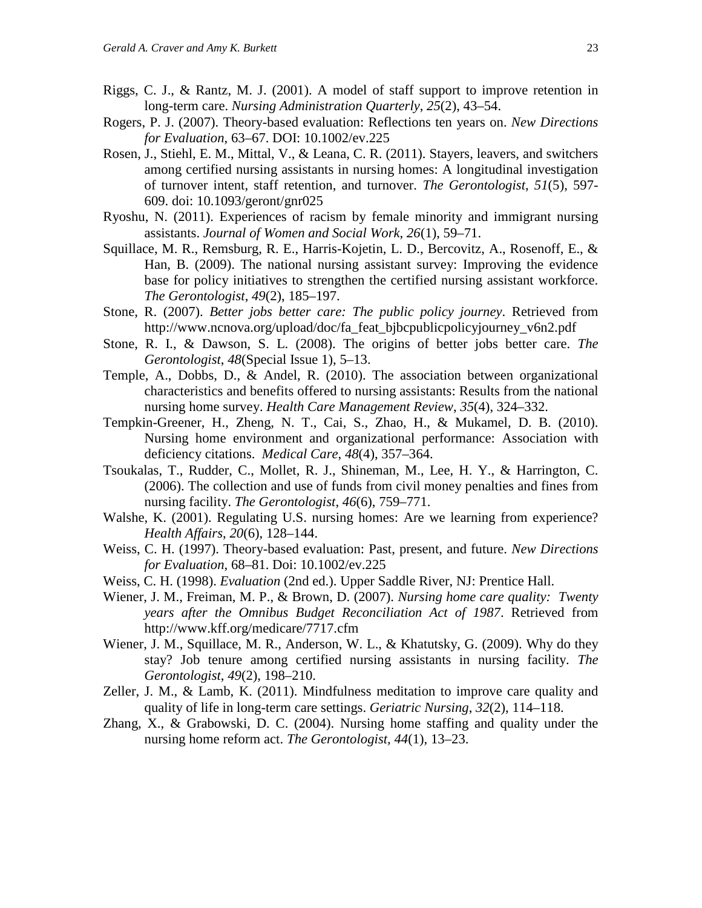Riggs, C. J., & Rantz, M. J. (2001). A model of staff support to improve retention in long-term care. *Nursing Administration Quarterly*, *25*(2), 43–54.

Rogers, P. J. (2007). Theory-based evaluation: Reflections ten years on. *New Directions for Evaluation*, 63–67. DOI: 10.1002/ev.225

Rosen, J., Stiehl, E. M., Mittal, V., & Leana, C. R. (2011). Stayers, leavers, and switchers among certified nursing assistants in nursing homes: A longitudinal investigation of turnover intent, staff retention, and turnover. *The Gerontologist*, *51*(5), 597-609. doi: 10.1093/geront/gnr025

Ryoshu, N. (2011). Experiences of racism by female minority and immigrant nursing assistants. *Journal of Women and Social Work*, *26*(1), 59–71.

Squillace, M. R., Remsburg, R. E., Harris-Kojetin, L. D., Bercovitz, A., Rosenoff, E., & Han, B. (2009). The national nursing assistant survey: Improving the evidence base for policy initiatives to strengthen the certified nursing assistant workforce. *The Gerontologist*, *49*(2), 185–197.

Stone, R. (2007). *Better jobs better care: The public policy journey*. Retrieved from http://www.ncnova.org/upload/doc/fa_feat_bjbcpublicpolicyjourney_v6n2.pdf

Stone, R. I., & Dawson, S. L. (2008). The origins of better jobs better care. *The Gerontologist*, *48*(Special Issue 1), 5–13.

Temple, A., Dobbs, D., & Andel, R. (2010). The association between organizational characteristics and benefits offered to nursing assistants: Results from the national nursing home survey. *Health Care Management Review*, *35*(4), 324–332.

Tempkin-Greener, H., Zheng, N. T., Cai, S., Zhao, H., & Mukamel, D. B. (2010). Nursing home environment and organizational performance: Association with deficiency citations. *Medical Care*, *48*(4), 357–364.

Tsoukalas, T., Rudder, C., Mollet, R. J., Shineman, M., Lee, H. Y., & Harrington, C. (2006). The collection and use of funds from civil money penalties and fines from nursing facility. *The Gerontologist*, *46*(6), 759–771.

Walshe, K. (2001). Regulating U.S. nursing homes: Are we learning from experience? *Health Affairs*, *20*(6), 128–144.

Weiss, C. H. (1997). Theory-based evaluation: Past, present, and future. *New Directions for Evaluation*, 68–81. Doi: 10.1002/ev.225

Weiss, C. H. (1998). *Evaluation* (2nd ed.). Upper Saddle River, NJ: Prentice Hall.

Wiener, J. M., Freiman, M. P., & Brown, D. (2007). *Nursing home care quality: Twenty years after the Omnibus Budget Reconciliation Act of 1987*. Retrieved from http://www.kff.org/medicare/7717.cfm

Wiener, J. M., Squillace, M. R., Anderson, W. L., & Khatutsky, G. (2009). Why do they stay? Job tenure among certified nursing assistants in nursing facility. *The Gerontologist*, *49*(2), 198–210.

Zeller, J. M., & Lamb, K. (2011). Mindfulness meditation to improve care quality and quality of life in long-term care settings. *Geriatric Nursing*, *32*(2), 114–118.

Zhang, X., & Grabowski, D. C. (2004). Nursing home staffing and quality under the nursing home reform act. *The Gerontologist*, *44*(1), 13–23.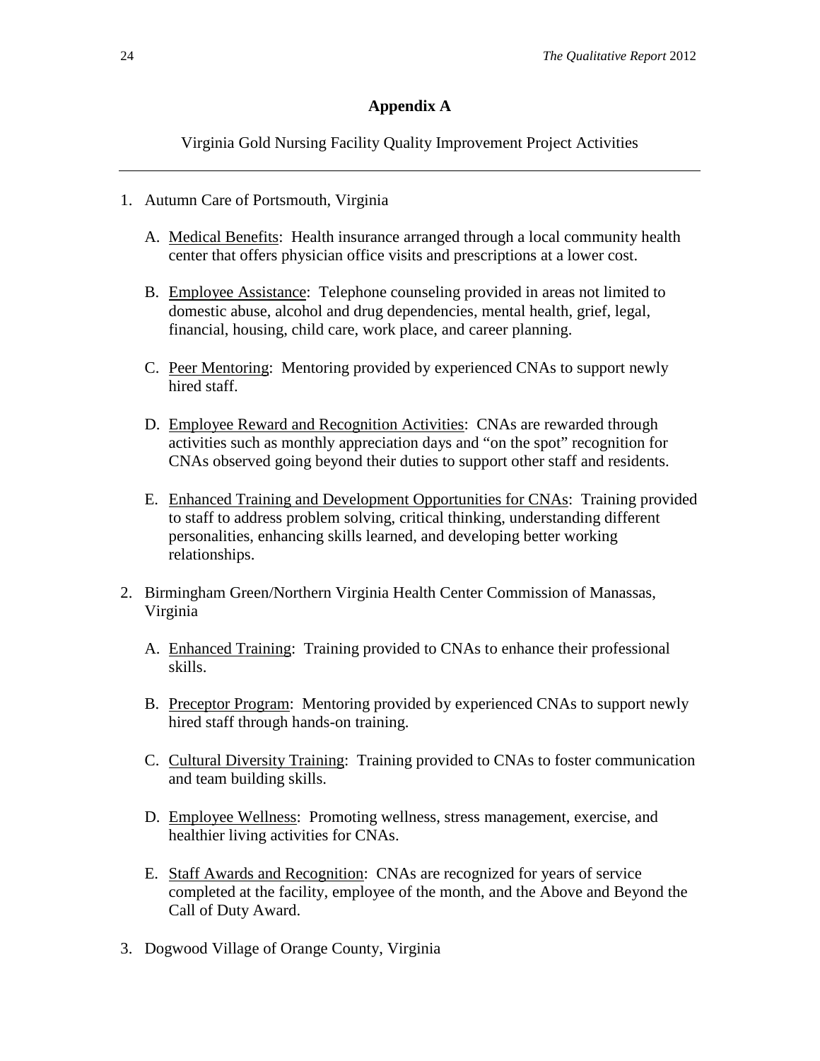## Appendix A

Virginia Gold Nursing Facility Quality Improvement Project Activities

---

1. Autumn Care of Portsmouth, Virginia

   A. <u>Medical Benefits</u>: Health insurance arranged through a local community health center that offers physician office visits and prescriptions at a lower cost.

   B. <u>Employee Assistance</u>: Telephone counseling provided in areas not limited to domestic abuse, alcohol and drug dependencies, mental health, grief, legal, financial, housing, child care, work place, and career planning.

   C. <u>Peer Mentoring</u>: Mentoring provided by experienced CNAs to support newly hired staff.

   D. <u>Employee Reward and Recognition Activities</u>: CNAs are rewarded through activities such as monthly appreciation days and "on the spot" recognition for CNAs observed going beyond their duties to support other staff and residents.

   E. <u>Enhanced Training and Development Opportunities for CNAs</u>: Training provided to staff to address problem solving, critical thinking, understanding different personalities, enhancing skills learned, and developing better working relationships.

2. Birmingham Green/Northern Virginia Health Center Commission of Manassas, Virginia

   A. <u>Enhanced Training</u>: Training provided to CNAs to enhance their professional skills.

   B. <u>Preceptor Program</u>: Mentoring provided by experienced CNAs to support newly hired staff through hands-on training.

   C. <u>Cultural Diversity Training</u>: Training provided to CNAs to foster communication and team building skills.

   D. <u>Employee Wellness</u>: Promoting wellness, stress management, exercise, and healthier living activities for CNAs.

   E. <u>Staff Awards and Recognition</u>: CNAs are recognized for years of service completed at the facility, employee of the month, and the Above and Beyond the Call of Duty Award.

3. Dogwood Village of Orange County, Virginia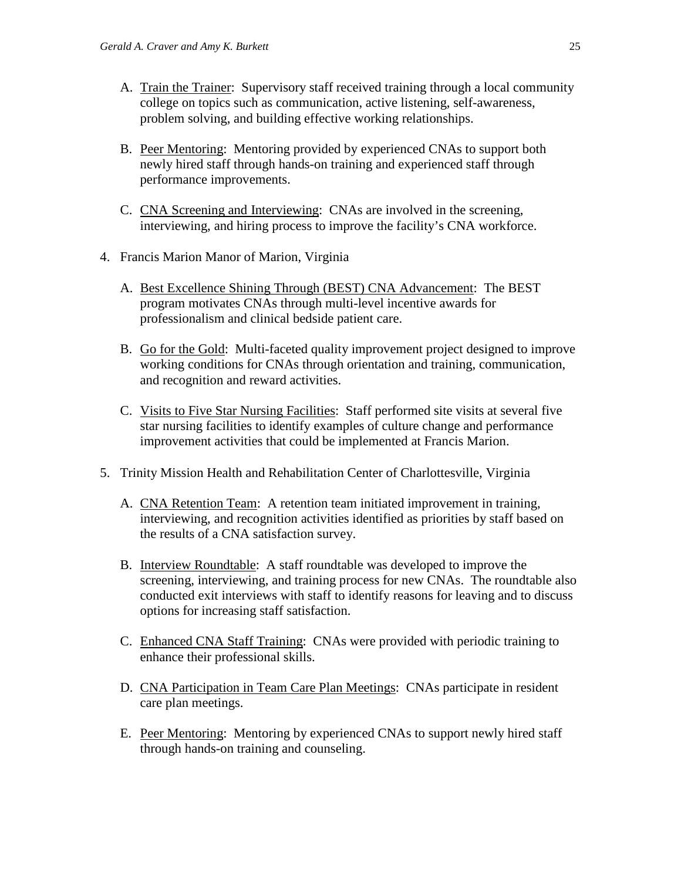A. Train the Trainer: Supervisory staff received training through a local community college on topics such as communication, active listening, self-awareness, problem solving, and building effective working relationships.

B. Peer Mentoring: Mentoring provided by experienced CNAs to support both newly hired staff through hands-on training and experienced staff through performance improvements.

C. CNA Screening and Interviewing: CNAs are involved in the screening, interviewing, and hiring process to improve the facility's CNA workforce.

4. Francis Marion Manor of Marion, Virginia

   A. Best Excellence Shining Through (BEST) CNA Advancement: The BEST program motivates CNAs through multi-level incentive awards for professionalism and clinical bedside patient care.

   B. Go for the Gold: Multi-faceted quality improvement project designed to improve working conditions for CNAs through orientation and training, communication, and recognition and reward activities.

   C. Visits to Five Star Nursing Facilities: Staff performed site visits at several five star nursing facilities to identify examples of culture change and performance improvement activities that could be implemented at Francis Marion.

5. Trinity Mission Health and Rehabilitation Center of Charlottesville, Virginia

   A. CNA Retention Team: A retention team initiated improvement in training, interviewing, and recognition activities identified as priorities by staff based on the results of a CNA satisfaction survey.

   B. Interview Roundtable: A staff roundtable was developed to improve the screening, interviewing, and training process for new CNAs. The roundtable also conducted exit interviews with staff to identify reasons for leaving and to discuss options for increasing staff satisfaction.

   C. Enhanced CNA Staff Training: CNAs were provided with periodic training to enhance their professional skills.

   D. CNA Participation in Team Care Plan Meetings: CNAs participate in resident care plan meetings.

   E. Peer Mentoring: Mentoring by experienced CNAs to support newly hired staff through hands-on training and counseling.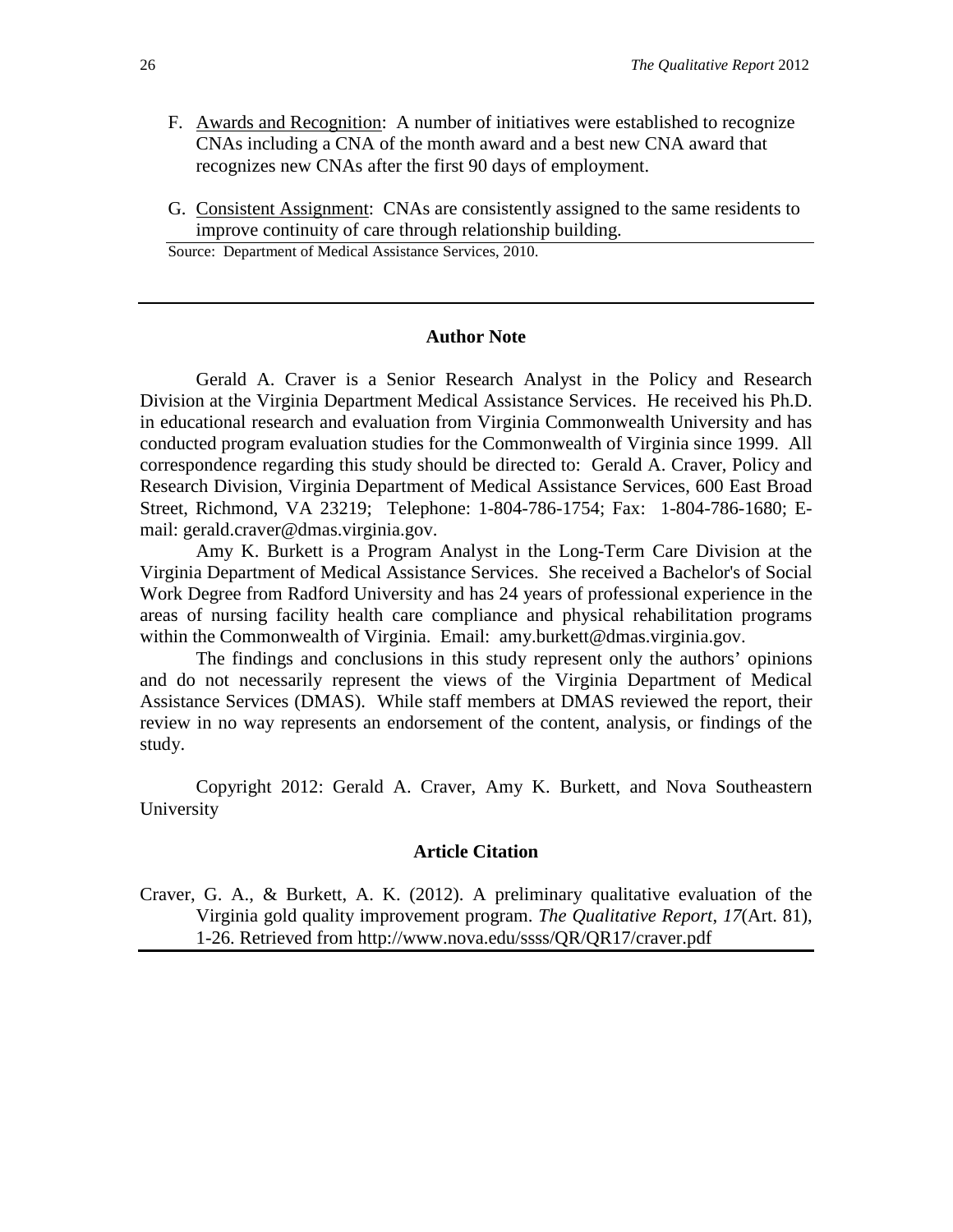F. Awards and Recognition: A number of initiatives were established to recognize CNAs including a CNA of the month award and a best new CNA award that recognizes new CNAs after the first 90 days of employment.

G. Consistent Assignment: CNAs are consistently assigned to the same residents to improve continuity of care through relationship building.

Source: Department of Medical Assistance Services, 2010.

---

## Author Note

Gerald A. Craver is a Senior Research Analyst in the Policy and Research Division at the Virginia Department Medical Assistance Services. He received his Ph.D. in educational research and evaluation from Virginia Commonwealth University and has conducted program evaluation studies for the Commonwealth of Virginia since 1999. All correspondence regarding this study should be directed to: Gerald A. Craver, Policy and Research Division, Virginia Department of Medical Assistance Services, 600 East Broad Street, Richmond, VA 23219; Telephone: 1-804-786-1754; Fax: 1-804-786-1680; E-mail: gerald.craver@dmas.virginia.gov.

Amy K. Burkett is a Program Analyst in the Long-Term Care Division at the Virginia Department of Medical Assistance Services. She received a Bachelor's of Social Work Degree from Radford University and has 24 years of professional experience in the areas of nursing facility health care compliance and physical rehabilitation programs within the Commonwealth of Virginia. Email: amy.burkett@dmas.virginia.gov.

The findings and conclusions in this study represent only the authors' opinions and do not necessarily represent the views of the Virginia Department of Medical Assistance Services (DMAS). While staff members at DMAS reviewed the report, their review in no way represents an endorsement of the content, analysis, or findings of the study.

Copyright 2012: Gerald A. Craver, Amy K. Burkett, and Nova Southeastern University

## Article Citation

Craver, G. A., & Burkett, A. K. (2012). A preliminary qualitative evaluation of the Virginia gold quality improvement program. *The Qualitative Report*, *17*(Art. 81), 1-26. Retrieved from http://www.nova.edu/ssss/QR/QR17/craver.pdf